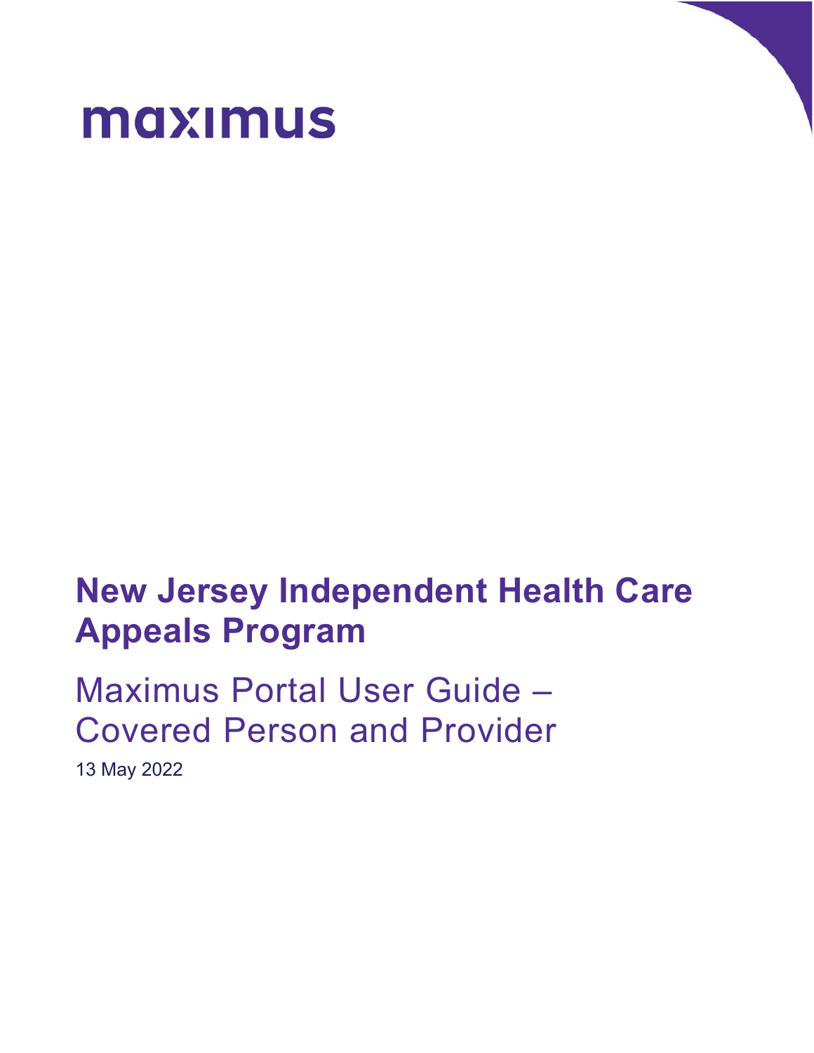maximus

# New Jersey Independent Health Care Appeals Program

## Maximus Portal User Guide – Covered Person and Provider

13 May 2022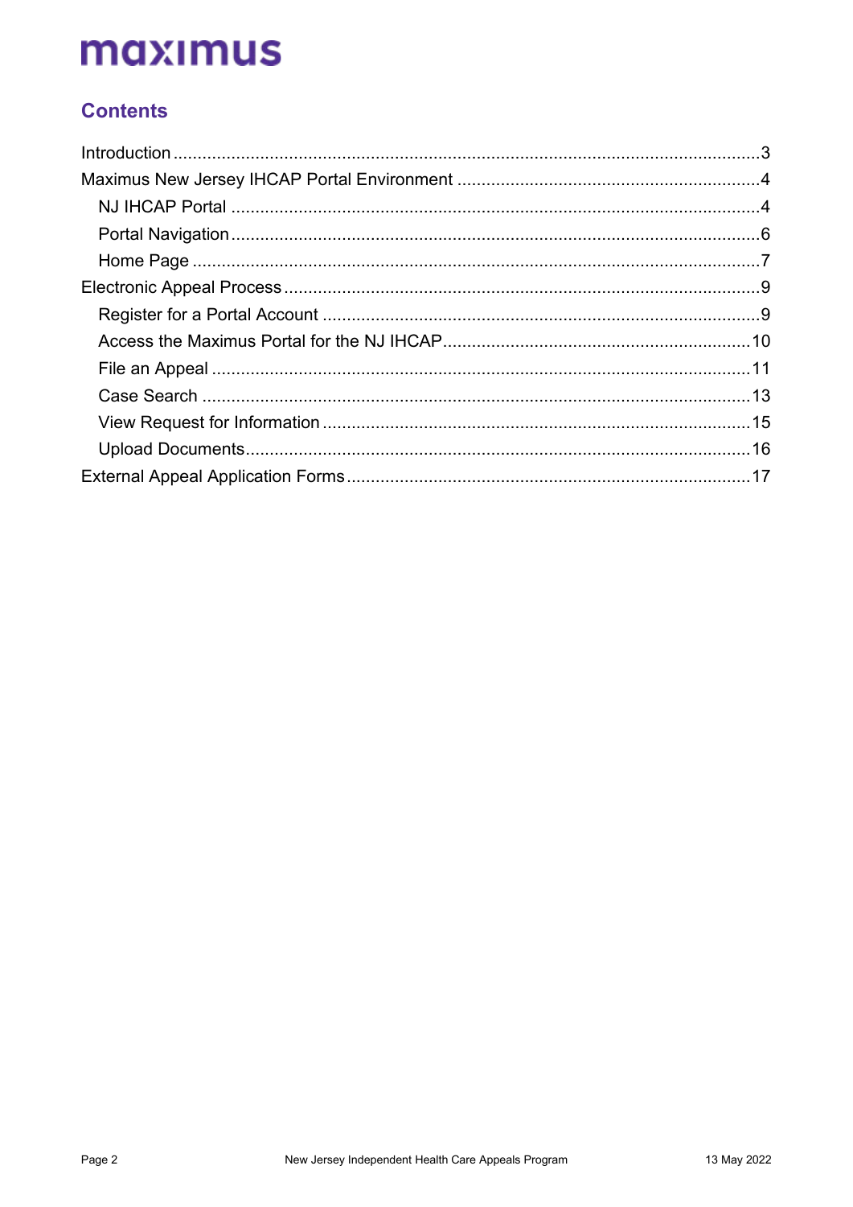## Contents

Introduction ........................................................................................................... 3
Maximus New Jersey IHCAP Portal Environment .................................................. 4
  NJ IHCAP Portal ................................................................................................. 4
  Portal Navigation ................................................................................................. 6
  Home Page .......................................................................................................... 7
Electronic Appeal Process ........................................................................................ 9
  Register for a Portal Account ............................................................................... 9
  Access the Maximus Portal for the NJ IHCAP .................................................... 10
  File an Appeal .................................................................................................... 11
  Case Search ....................................................................................................... 13
  View Request for Information ............................................................................. 15
  Upload Documents ............................................................................................. 16
External Appeal Application Forms ........................................................................ 17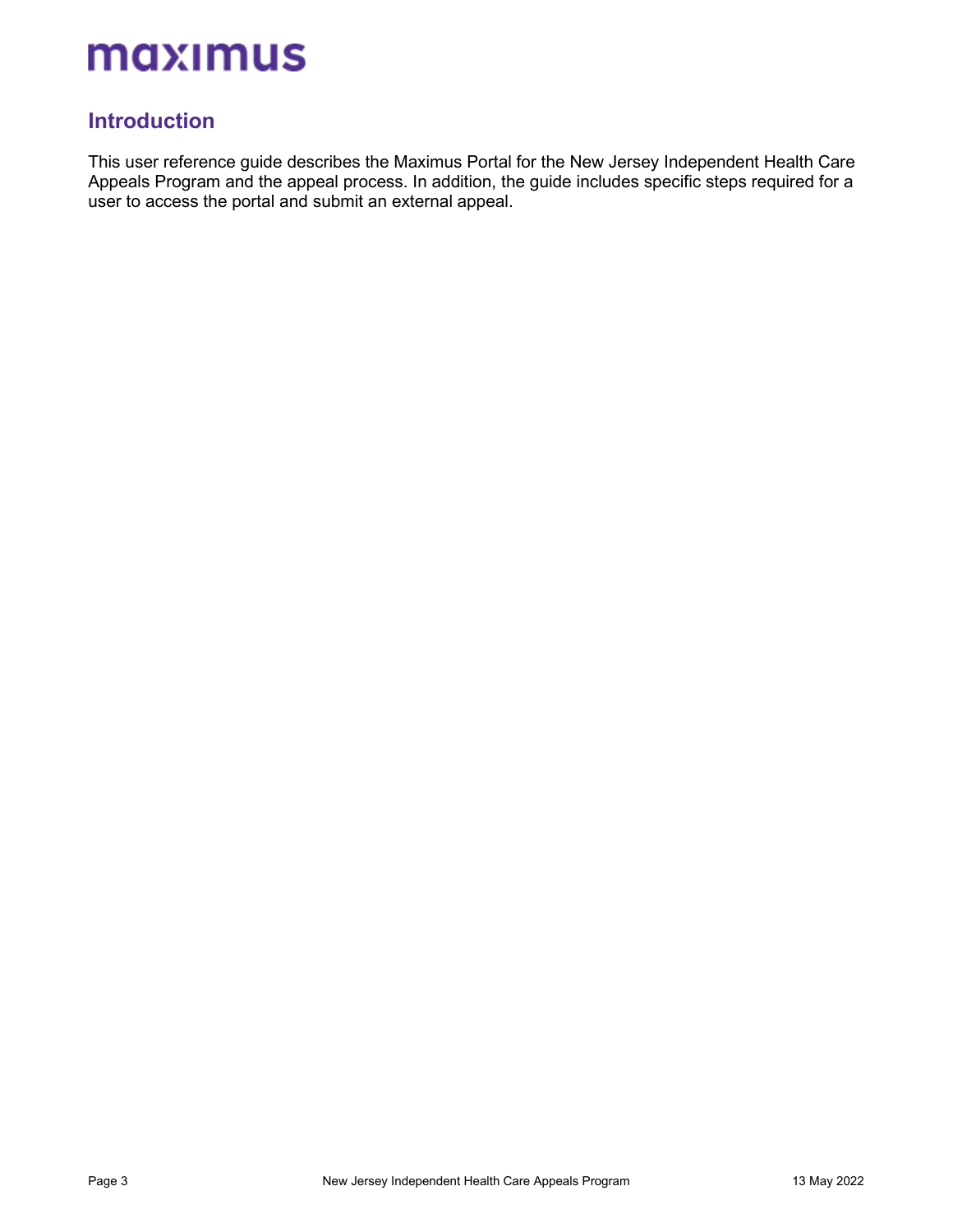## Introduction

This user reference guide describes the Maximus Portal for the New Jersey Independent Health Care Appeals Program and the appeal process. In addition, the guide includes specific steps required for a user to access the portal and submit an external appeal.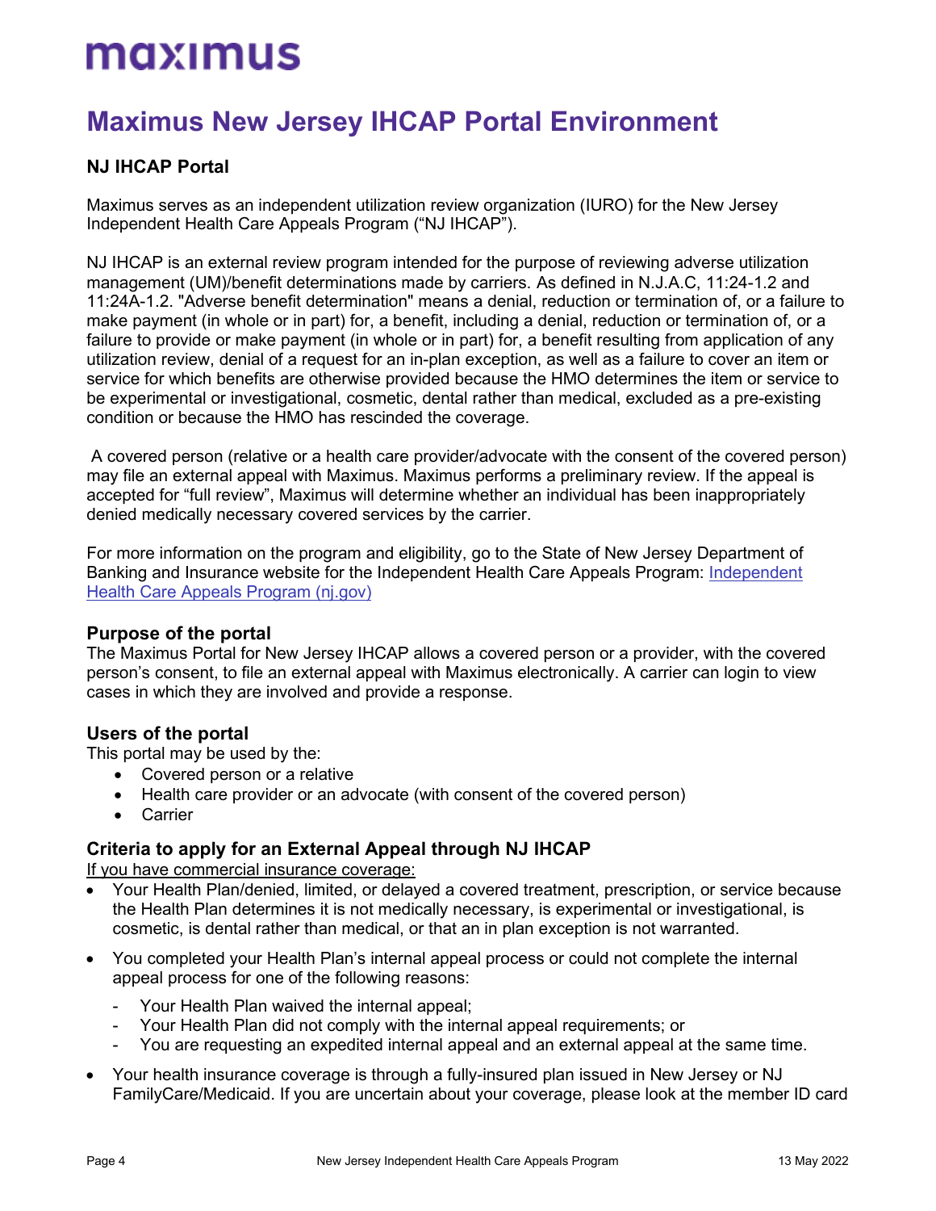# Maximus New Jersey IHCAP Portal Environment

### NJ IHCAP Portal

Maximus serves as an independent utilization review organization (IURO) for the New Jersey Independent Health Care Appeals Program ("NJ IHCAP").

NJ IHCAP is an external review program intended for the purpose of reviewing adverse utilization management (UM)/benefit determinations made by carriers. As defined in N.J.A.C, 11:24-1.2 and 11:24A-1.2. "Adverse benefit determination" means a denial, reduction or termination of, or a failure to make payment (in whole or in part) for, a benefit, including a denial, reduction or termination of, or a failure to provide or make payment (in whole or in part) for, a benefit resulting from application of any utilization review, denial of a request for an in-plan exception, as well as a failure to cover an item or service for which benefits are otherwise provided because the HMO determines the item or service to be experimental or investigational, cosmetic, dental rather than medical, excluded as a pre-existing condition or because the HMO has rescinded the coverage.

A covered person (relative or a health care provider/advocate with the consent of the covered person) may file an external appeal with Maximus. Maximus performs a preliminary review. If the appeal is accepted for "full review", Maximus will determine whether an individual has been inappropriately denied medically necessary covered services by the carrier.

For more information on the program and eligibility, go to the State of New Jersey Department of Banking and Insurance website for the Independent Health Care Appeals Program: [Independent Health Care Appeals Program (nj.gov)]

### Purpose of the portal

The Maximus Portal for New Jersey IHCAP allows a covered person or a provider, with the covered person's consent, to file an external appeal with Maximus electronically. A carrier can login to view cases in which they are involved and provide a response.

### Users of the portal

This portal may be used by the:

- Covered person or a relative
- Health care provider or an advocate (with consent of the covered person)
- Carrier

### Criteria to apply for an External Appeal through NJ IHCAP

If you have commercial insurance coverage:

- Your Health Plan/denied, limited, or delayed a covered treatment, prescription, or service because the Health Plan determines it is not medically necessary, is experimental or investigational, is cosmetic, is dental rather than medical, or that an in plan exception is not warranted.
- You completed your Health Plan's internal appeal process or could not complete the internal appeal process for one of the following reasons:
  - Your Health Plan waived the internal appeal;
  - Your Health Plan did not comply with the internal appeal requirements; or
  - You are requesting an expedited internal appeal and an external appeal at the same time.
- Your health insurance coverage is through a fully-insured plan issued in New Jersey or NJ FamilyCare/Medicaid. If you are uncertain about your coverage, please look at the member ID card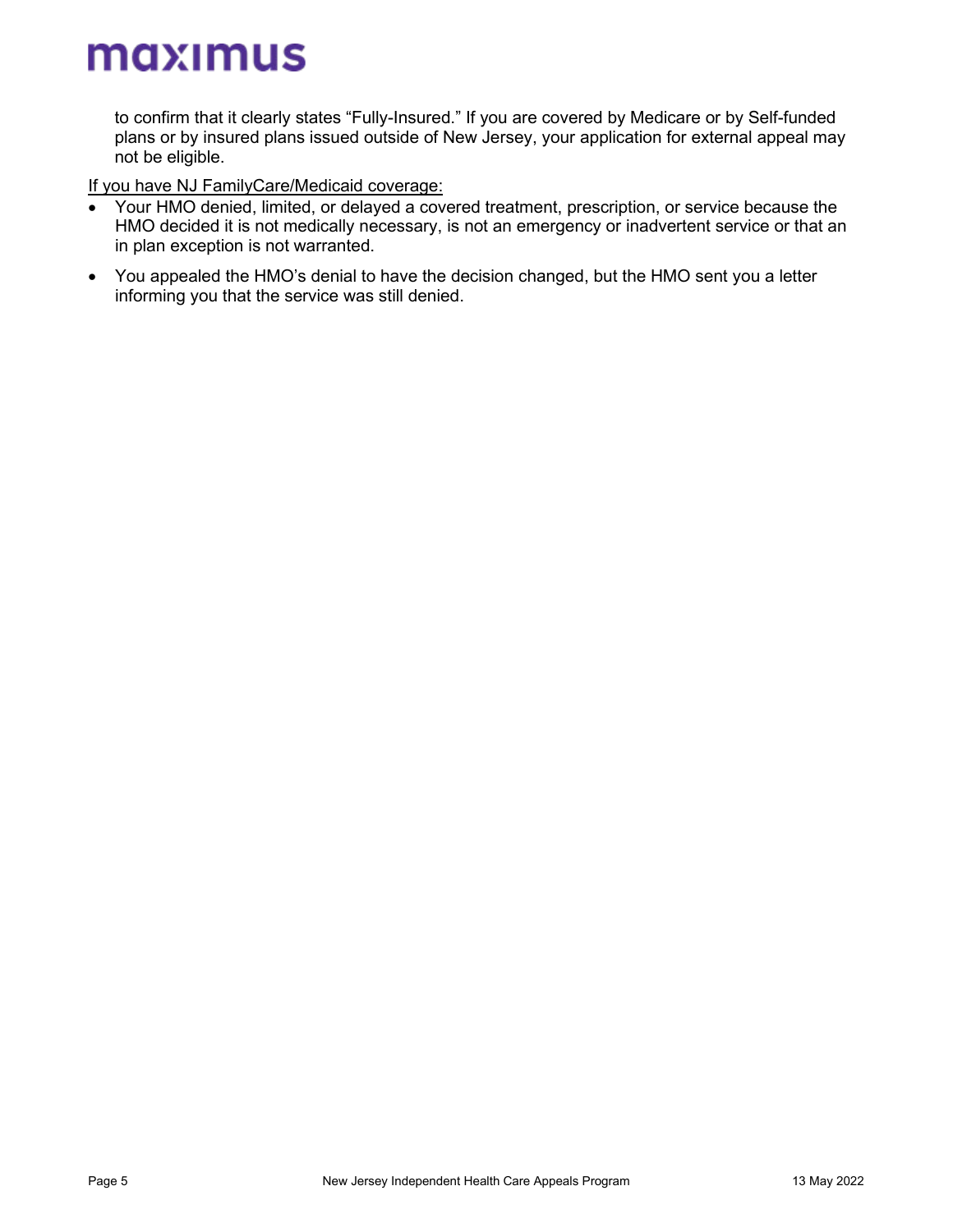to confirm that it clearly states "Fully-Insured." If you are covered by Medicare or by Self-funded plans or by insured plans issued outside of New Jersey, your application for external appeal may not be eligible.

<u>If you have NJ FamilyCare/Medicaid coverage:</u>

- Your HMO denied, limited, or delayed a covered treatment, prescription, or service because the HMO decided it is not medically necessary, is not an emergency or inadvertent service or that an in plan exception is not warranted.
- You appealed the HMO's denial to have the decision changed, but the HMO sent you a letter informing you that the service was still denied.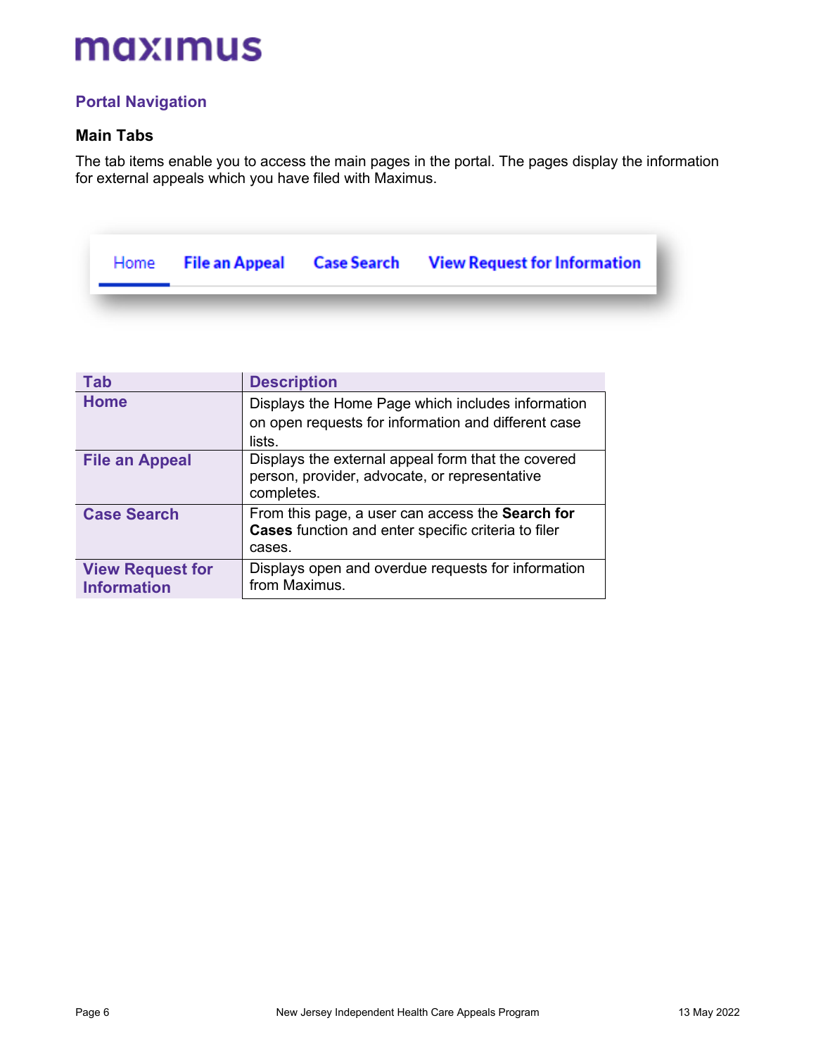## Portal Navigation

### Main Tabs

The tab items enable you to access the main pages in the portal. The pages display the information for external appeals which you have filed with Maximus.

| Tab | Description |
| --- | --- |
| **Home** | Displays the Home Page which includes information on open requests for information and different case lists. |
| **File an Appeal** | Displays the external appeal form that the covered person, provider, advocate, or representative completes. |
| **Case Search** | From this page, a user can access the **Search for Cases** function and enter specific criteria to filer cases. |
| **View Request for Information** | Displays open and overdue requests for information from Maximus. |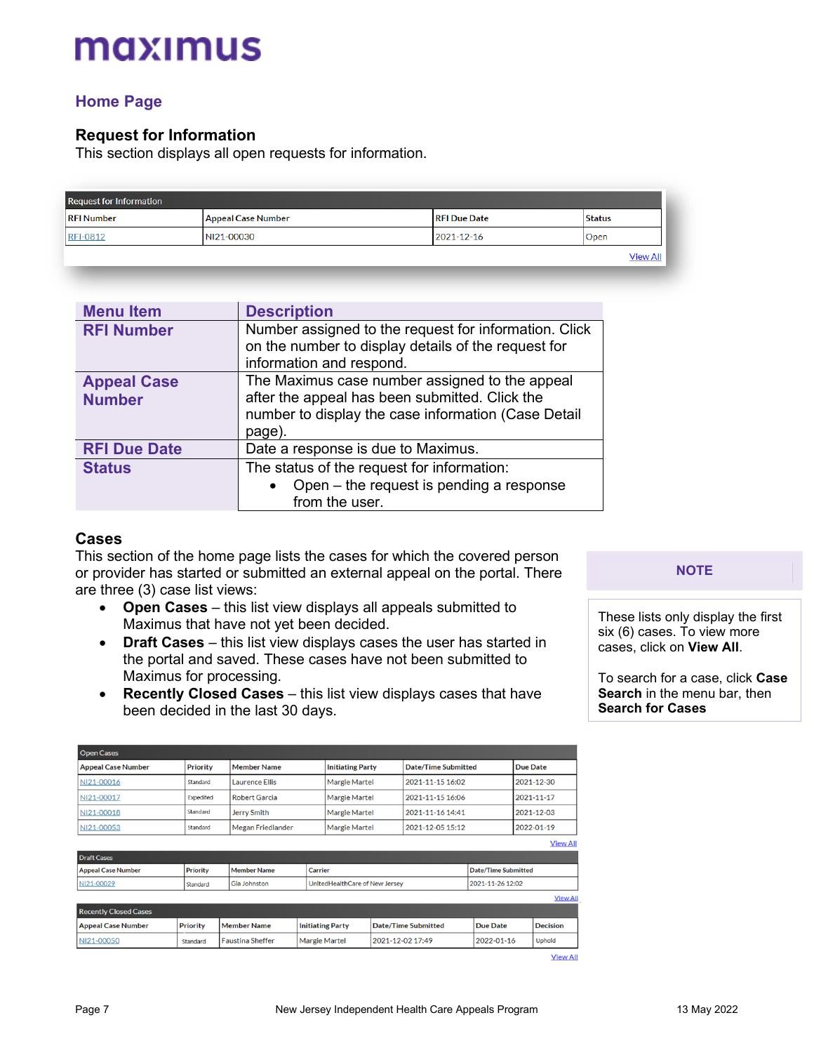## Home Page

### Request for Information

This section displays all open requests for information.

| Request for Information | | | |
|---|---|---|---|
| RFI Number | Appeal Case Number | RFI Due Date | Status |
| RFI-0812 | NI21-00030 | 2021-12-16 | Open |

View All

| Menu Item | Description |
|---|---|
| **RFI Number** | Number assigned to the request for information. Click on the number to display details of the request for information and respond. |
| **Appeal Case Number** | The Maximus case number assigned to the appeal after the appeal has been submitted. Click the number to display the case information (Case Detail page). |
| **RFI Due Date** | Date a response is due to Maximus. |
| **Status** | The status of the request for information:<br>• Open – the request is pending a response from the user. |

### Cases

This section of the home page lists the cases for which the covered person or provider has started or submitted an external appeal on the portal. There are three (3) case list views:

- **Open Cases** – this list view displays all appeals submitted to Maximus that have not yet been decided.
- **Draft Cases** – this list view displays cases the user has started in the portal and saved. These cases have not been submitted to Maximus for processing.
- **Recently Closed Cases** – this list view displays cases that have been decided in the last 30 days.

> **NOTE**
>
> These lists only display the first six (6) cases. To view more cases, click on **View All**.
>
> To search for a case, click **Case Search** in the menu bar, then **Search for Cases**

**Open Cases**

| Appeal Case Number | Priority | Member Name | Initiating Party | Date/Time Submitted | Due Date |
|---|---|---|---|---|---|
| NI21-00016 | Standard | Laurence Ellis | Margie Martel | 2021-11-15 16:02 | 2021-12-30 |
| NI21-00017 | Expedited | Robert Garcia | Margie Martel | 2021-11-15 16:06 | 2021-11-17 |
| NI21-00018 | Standard | Jerry Smith | Margie Martel | 2021-11-16 14:41 | 2021-12-03 |
| NI21-00053 | Standard | Megan Friedlander | Margie Martel | 2021-12-05 15:12 | 2022-01-19 |

View All

**Draft Cases**

| Appeal Case Number | Priority | Member Name | Carrier | Date/Time Submitted |
|---|---|---|---|---|
| NI21-00029 | Standard | Gia Johnston | UnitedHealthCare of New Jersey | 2021-11-26 12:02 |

View All

**Recently Closed Cases**

| Appeal Case Number | Priority | Member Name | Initiating Party | Date/Time Submitted | Due Date | Decision |
|---|---|---|---|---|---|---|
| NI21-00050 | Standard | Faustina Sheffer | Margie Martel | 2021-12-02 17:49 | 2022-01-16 | Uphold |

View All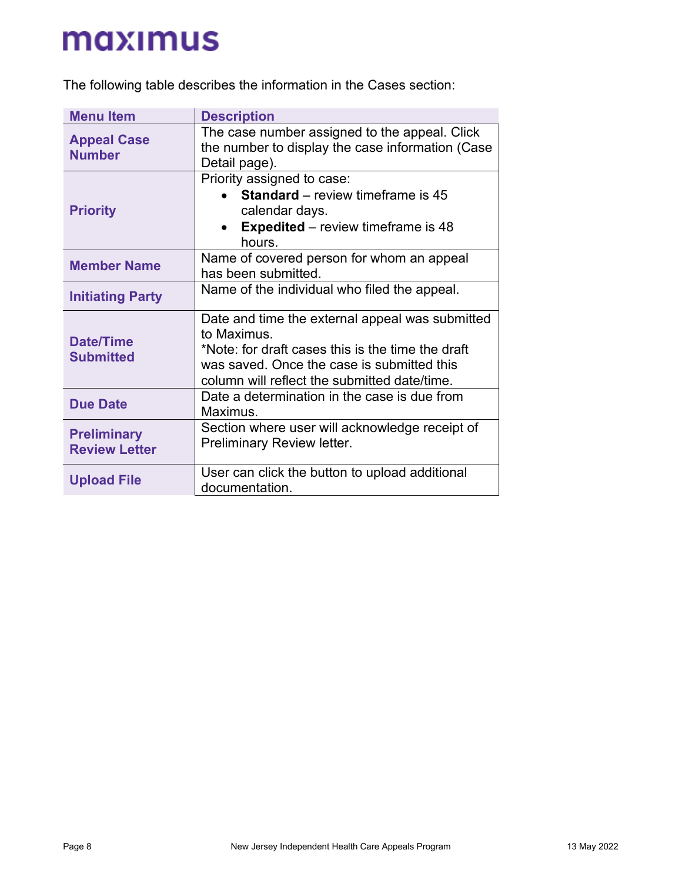The following table describes the information in the Cases section:

| Menu Item | Description |
| --- | --- |
| **Appeal Case Number** | The case number assigned to the appeal. Click the number to display the case information (Case Detail page). |
| **Priority** | Priority assigned to case:<br>• **Standard** – review timeframe is 45 calendar days.<br>• **Expedited** – review timeframe is 48 hours. |
| **Member Name** | Name of covered person for whom an appeal has been submitted. |
| **Initiating Party** | Name of the individual who filed the appeal. |
| **Date/Time Submitted** | Date and time the external appeal was submitted to Maximus.<br>*Note: for draft cases this is the time the draft was saved. Once the case is submitted this column will reflect the submitted date/time. |
| **Due Date** | Date a determination in the case is due from Maximus. |
| **Preliminary Review Letter** | Section where user will acknowledge receipt of Preliminary Review letter. |
| **Upload File** | User can click the button to upload additional documentation. |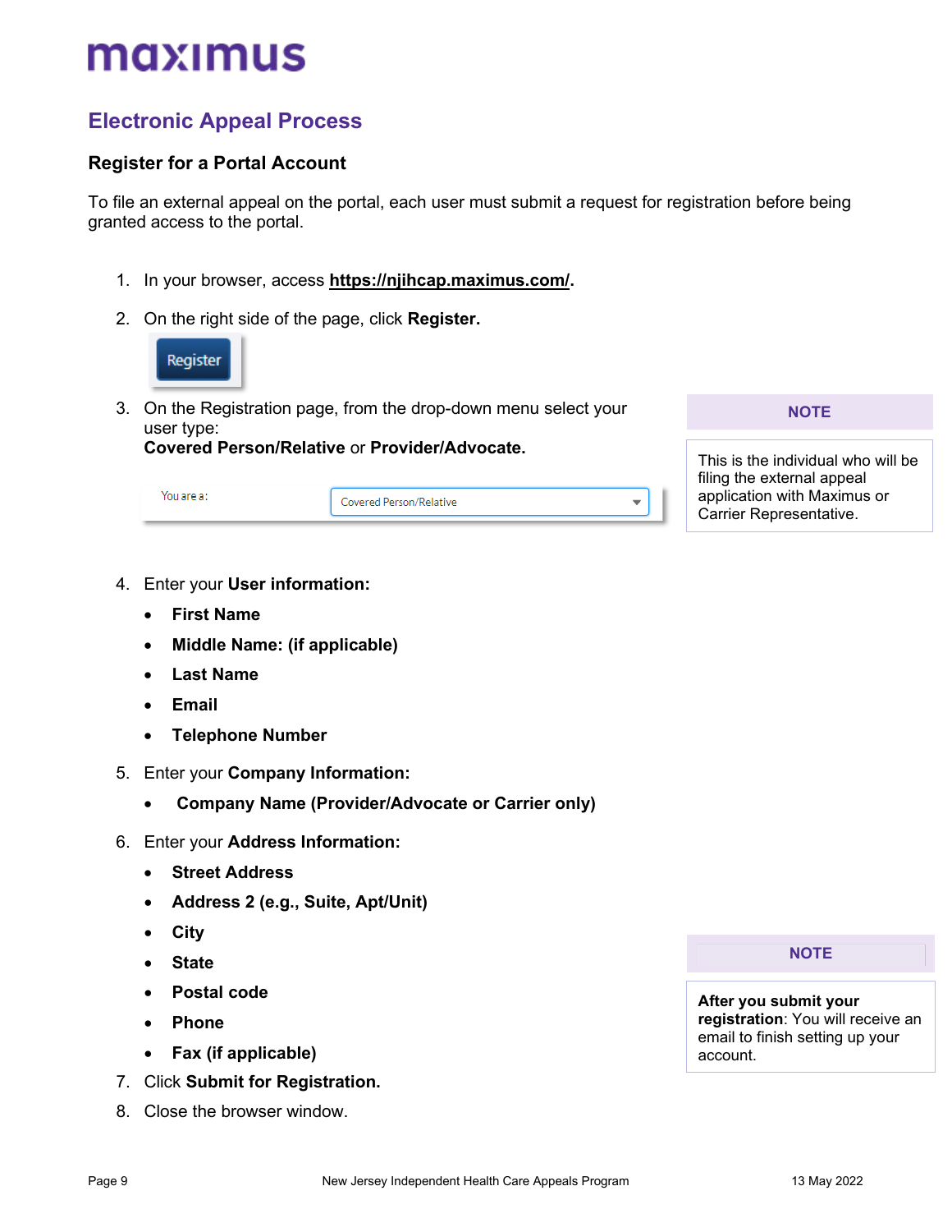## Electronic Appeal Process

### Register for a Portal Account

To file an external appeal on the portal, each user must submit a request for registration before being granted access to the portal.

1. In your browser, access **https://njihcap.maximus.com/**.
2. On the right side of the page, click **Register.**
3. On the Registration page, from the drop-down menu select your user type:
   **Covered Person/Relative** or **Provider/Advocate.**

| NOTE |
|---|
| This is the individual who will be filing the external appeal application with Maximus or Carrier Representative. |

4. Enter your **User information:**
   - **First Name**
   - **Middle Name: (if applicable)**
   - **Last Name**
   - **Email**
   - **Telephone Number**
5. Enter your **Company Information:**
   - **Company Name (Provider/Advocate or Carrier only)**
6. Enter your **Address Information:**
   - **Street Address**
   - **Address 2 (e.g., Suite, Apt/Unit)**
   - **City**
   - **State**
   - **Postal code**
   - **Phone**
   - **Fax (if applicable)**
7. Click **Submit for Registration.**
8. Close the browser window.

| NOTE |
|---|
| **After you submit your registration**: You will receive an email to finish setting up your account. |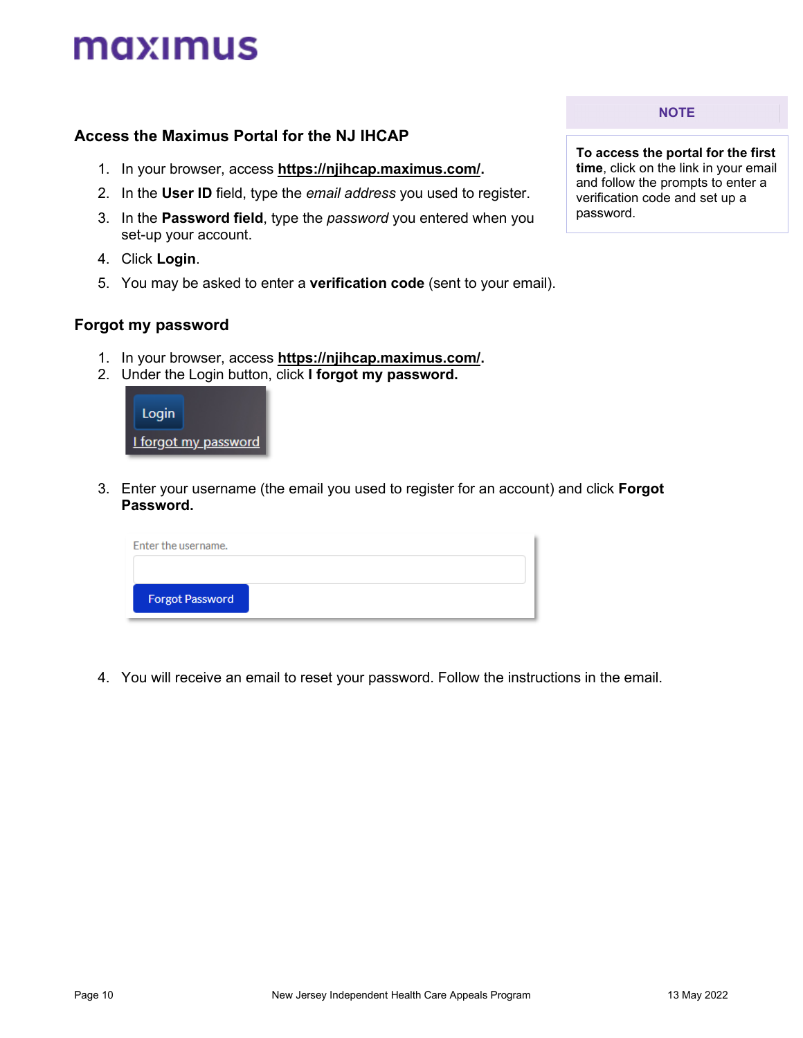## Access the Maximus Portal for the NJ IHCAP

1. In your browser, access **https://njihcap.maximus.com/.**
2. In the **User ID** field, type the *email address* you used to register.
3. In the **Password field**, type the *password* you entered when you set-up your account.
4. Click **Login**.
5. You may be asked to enter a **verification code** (sent to your email).

> **NOTE**
>
> **To access the portal for the first time**, click on the link in your email and follow the prompts to enter a verification code and set up a password.

## Forgot my password

1. In your browser, access **https://njihcap.maximus.com/.**
2. Under the Login button, click **I forgot my password.**

   Login
   I forgot my password

3. Enter your username (the email you used to register for an account) and click **Forgot Password.**

   Enter the username.
   Forgot Password

4. You will receive an email to reset your password. Follow the instructions in the email.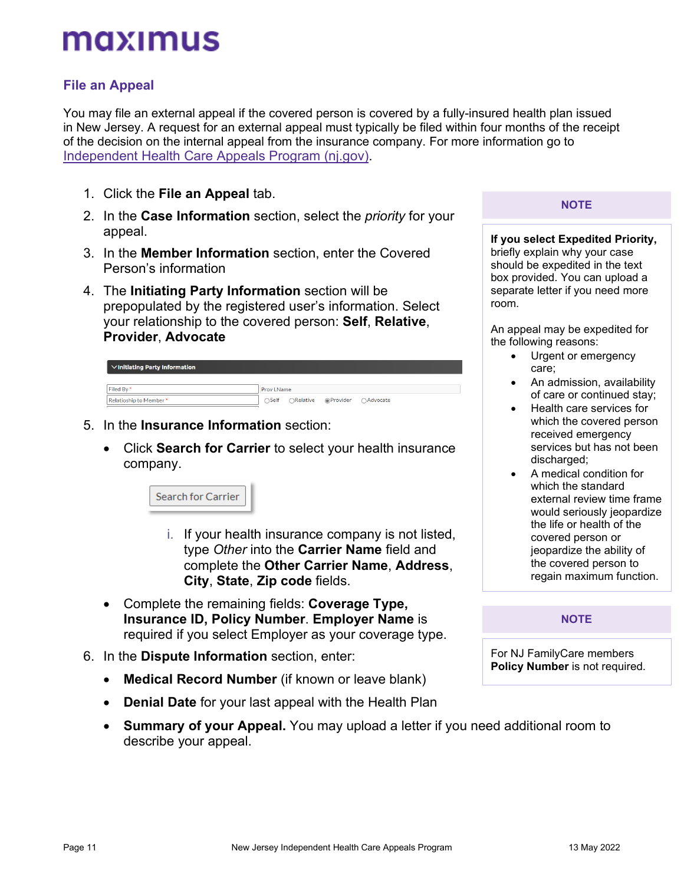## File an Appeal

You may file an external appeal if the covered person is covered by a fully-insured health plan issued in New Jersey. A request for an external appeal must typically be filed within four months of the receipt of the decision on the internal appeal from the insurance company. For more information go to Independent Health Care Appeals Program (nj.gov).

1. Click the **File an Appeal** tab.
2. In the **Case Information** section, select the *priority* for your appeal.
3. In the **Member Information** section, enter the Covered Person's information
4. The **Initiating Party Information** section will be prepopulated by the registered user's information. Select your relationship to the covered person: **Self**, **Relative**, **Provider**, **Advocate**

   Initiating Party Information

   Filed By * | Prov LName
   Relationship to Member * | ○Self ○Relative ◉Provider ○Advocate

5. In the **Insurance Information** section:
   - Click **Search for Carrier** to select your health insurance company.

     Search for Carrier

     i. If your health insurance company is not listed, type *Other* into the **Carrier Name** field and complete the **Other Carrier Name**, **Address**, **City**, **State**, **Zip code** fields.
   - Complete the remaining fields: **Coverage Type, Insurance ID, Policy Number**. **Employer Name** is required if you select Employer as your coverage type.
6. In the **Dispute Information** section, enter:
   - **Medical Record Number** (if known or leave blank)
   - **Denial Date** for your last appeal with the Health Plan
   - **Summary of your Appeal.** You may upload a letter if you need additional room to describe your appeal.

**NOTE**

**If you select Expedited Priority,** briefly explain why your case should be expedited in the text box provided. You can upload a separate letter if you need more room.

An appeal may be expedited for the following reasons:

- Urgent or emergency care;
- An admission, availability of care or continued stay;
- Health care services for which the covered person received emergency services but has not been discharged;
- A medical condition for which the standard external review time frame would seriously jeopardize the life or health of the covered person or jeopardize the ability of the covered person to regain maximum function.

**NOTE**

For NJ FamilyCare members **Policy Number** is not required.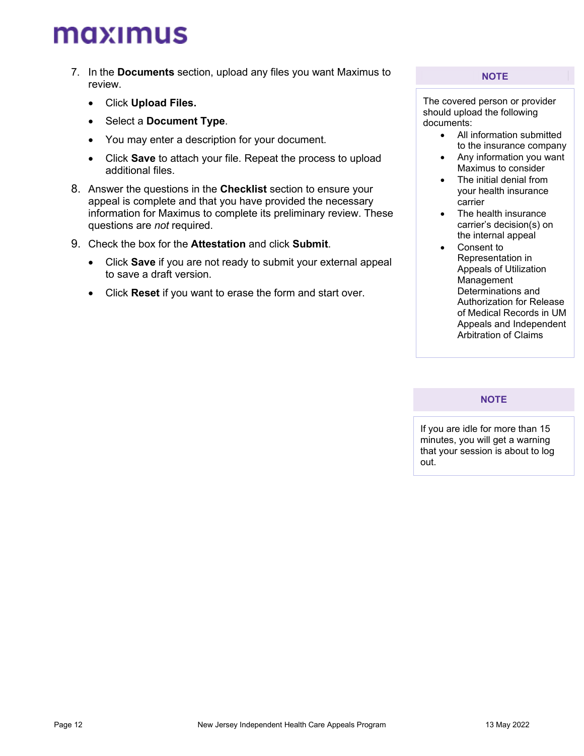7. In the **Documents** section, upload any files you want Maximus to review.
    - Click **Upload Files.**
    - Select a **Document Type**.
    - You may enter a description for your document.
    - Click **Save** to attach your file. Repeat the process to upload additional files.
8. Answer the questions in the **Checklist** section to ensure your appeal is complete and that you have provided the necessary information for Maximus to complete its preliminary review. These questions are *not* required.
9. Check the box for the **Attestation** and click **Submit**.
    - Click **Save** if you are not ready to submit your external appeal to save a draft version.
    - Click **Reset** if you want to erase the form and start over.

**NOTE**

The covered person or provider should upload the following documents:

- All information submitted to the insurance company
- Any information you want Maximus to consider
- The initial denial from your health insurance carrier
- The health insurance carrier's decision(s) on the internal appeal
- Consent to Representation in Appeals of Utilization Management Determinations and Authorization for Release of Medical Records in UM Appeals and Independent Arbitration of Claims

**NOTE**

If you are idle for more than 15 minutes, you will get a warning that your session is about to log out.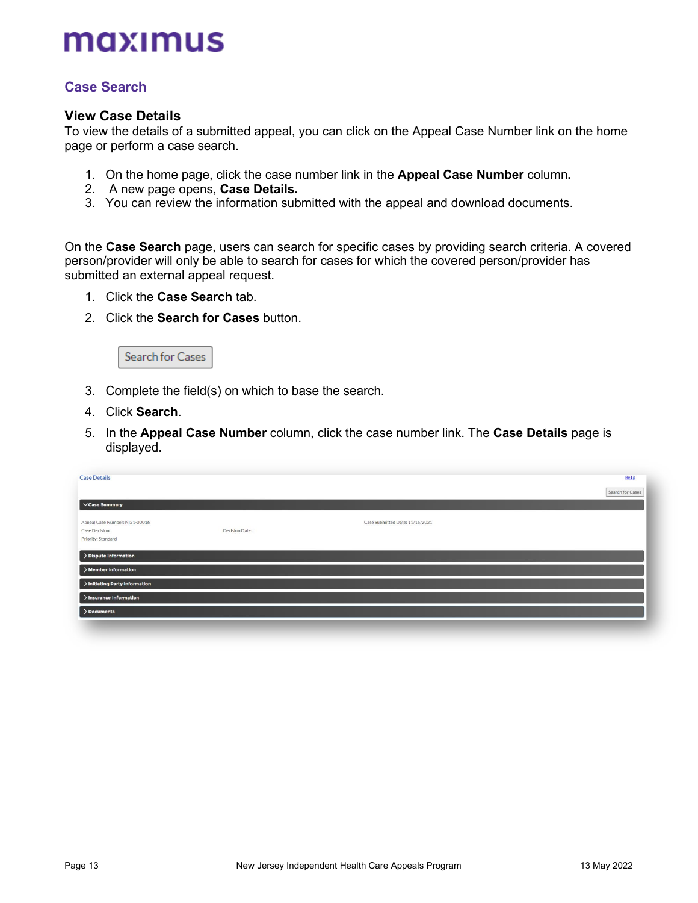## Case Search

### View Case Details

To view the details of a submitted appeal, you can click on the Appeal Case Number link on the home page or perform a case search.

1. On the home page, click the case number link in the **Appeal Case Number** column.
2. A new page opens, **Case Details.**
3. You can review the information submitted with the appeal and download documents.

On the **Case Search** page, users can search for specific cases by providing search criteria. A covered person/provider will only be able to search for cases for which the covered person/provider has submitted an external appeal request.

1. Click the **Case Search** tab.
2. Click the **Search for Cases** button.

Search for Cases

3. Complete the field(s) on which to base the search.
4. Click **Search**.
5. In the **Appeal Case Number** column, click the case number link. The **Case Details** page is displayed.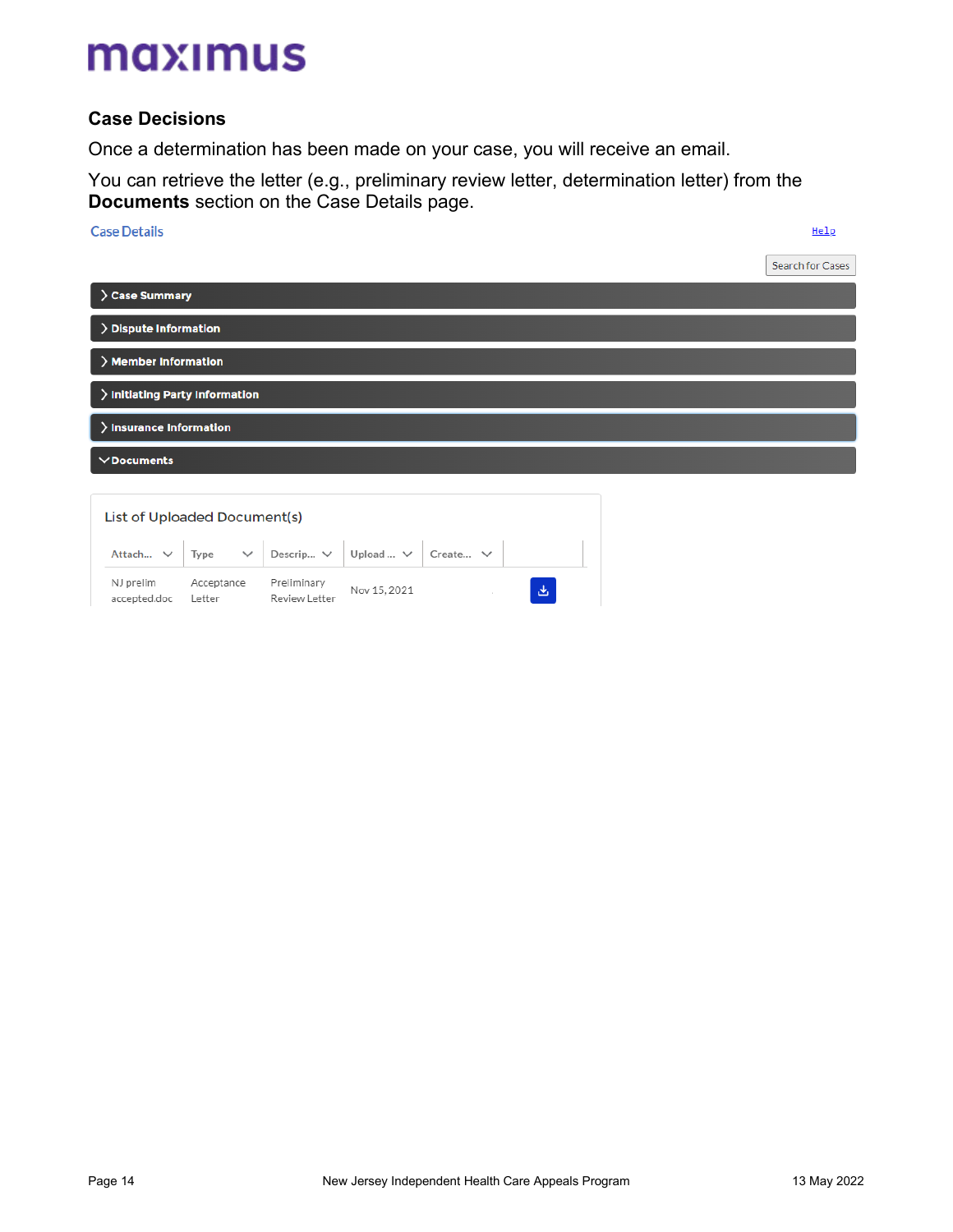## Case Decisions

Once a determination has been made on your case, you will receive an email.

You can retrieve the letter (e.g., preliminary review letter, determination letter) from the **Documents** section on the Case Details page.

Case Details

Help

Search for Cases

> Case Summary

> Dispute Information

> Member Information

> Initiating Party Information

> Insurance Information

∨ Documents

List of Uploaded Document(s)

| Attach... | Type | Descrip... | Upload ... | Create... | |
|---|---|---|---|---|---|
| NJ prelim accepted.doc | Acceptance Letter | Preliminary Review Letter | Nov 15, 2021 | | |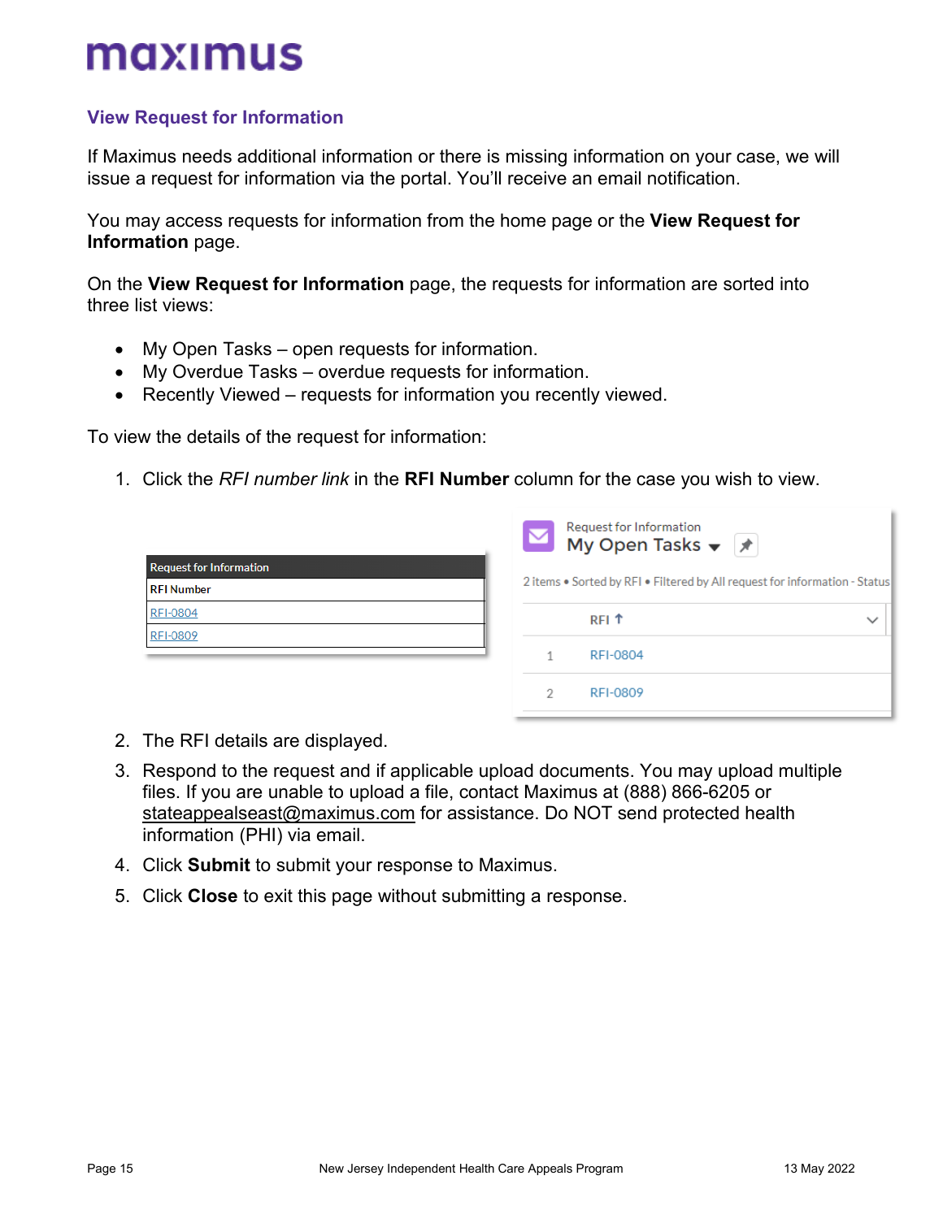## View Request for Information

If Maximus needs additional information or there is missing information on your case, we will issue a request for information via the portal. You'll receive an email notification.

You may access requests for information from the home page or the **View Request for Information** page.

On the **View Request for Information** page, the requests for information are sorted into three list views:

- My Open Tasks – open requests for information.
- My Overdue Tasks – overdue requests for information.
- Recently Viewed – requests for information you recently viewed.

To view the details of the request for information:

1. Click the *RFI number link* in the **RFI Number** column for the case you wish to view.

| Request for Information |
|---|
| **RFI Number** |
| RFI-0804 |
| RFI-0809 |

Request for Information
My Open Tasks

2 items • Sorted by RFI • Filtered by All request for information - Status

| | RFI ↑ |
|---|---|
| 1 | RFI-0804 |
| 2 | RFI-0809 |

2. The RFI details are displayed.
3. Respond to the request and if applicable upload documents. You may upload multiple files. If you are unable to upload a file, contact Maximus at (888) 866-6205 or stateappealseast@maximus.com for assistance. Do NOT send protected health information (PHI) via email.
4. Click **Submit** to submit your response to Maximus.
5. Click **Close** to exit this page without submitting a response.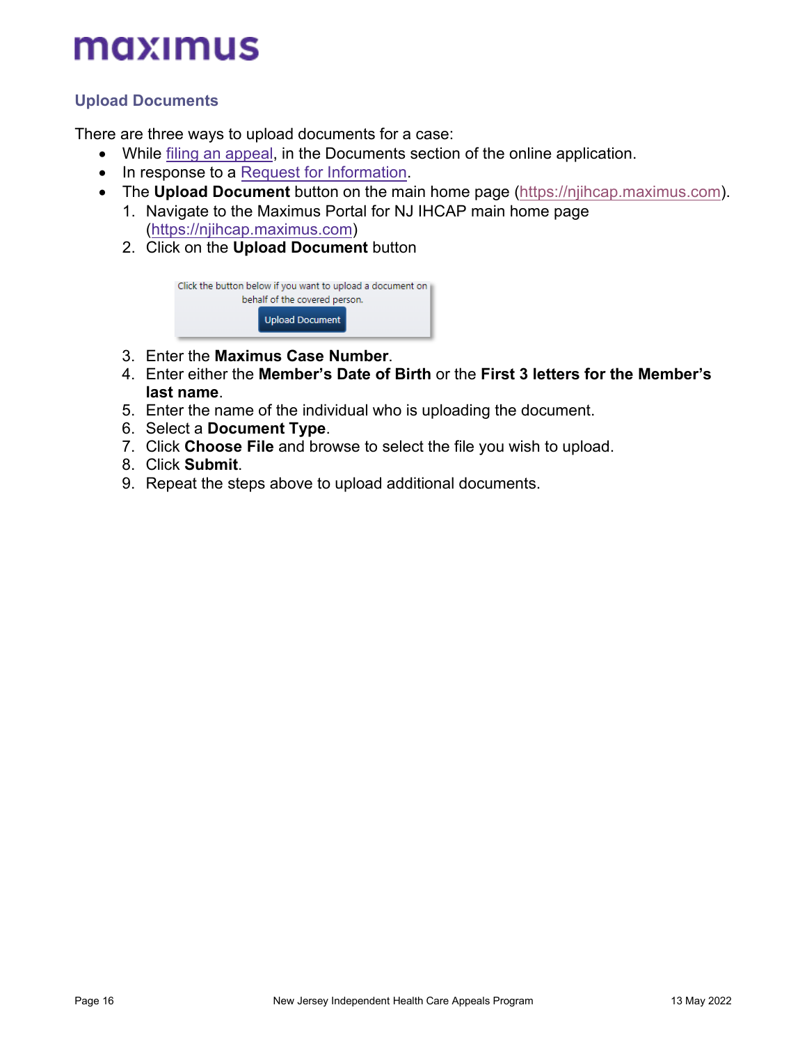## Upload Documents

There are three ways to upload documents for a case:

- While filing an appeal, in the Documents section of the online application.
- In response to a Request for Information.
- The **Upload Document** button on the main home page (https://njihcap.maximus.com).
  1. Navigate to the Maximus Portal for NJ IHCAP main home page (https://njihcap.maximus.com)
  2. Click on the **Upload Document** button

     Click the button below if you want to upload a document on behalf of the covered person.

     Upload Document

  3. Enter the **Maximus Case Number**.
  4. Enter either the **Member's Date of Birth** or the **First 3 letters for the Member's last name**.
  5. Enter the name of the individual who is uploading the document.
  6. Select a **Document Type**.
  7. Click **Choose File** and browse to select the file you wish to upload.
  8. Click **Submit**.
  9. Repeat the steps above to upload additional documents.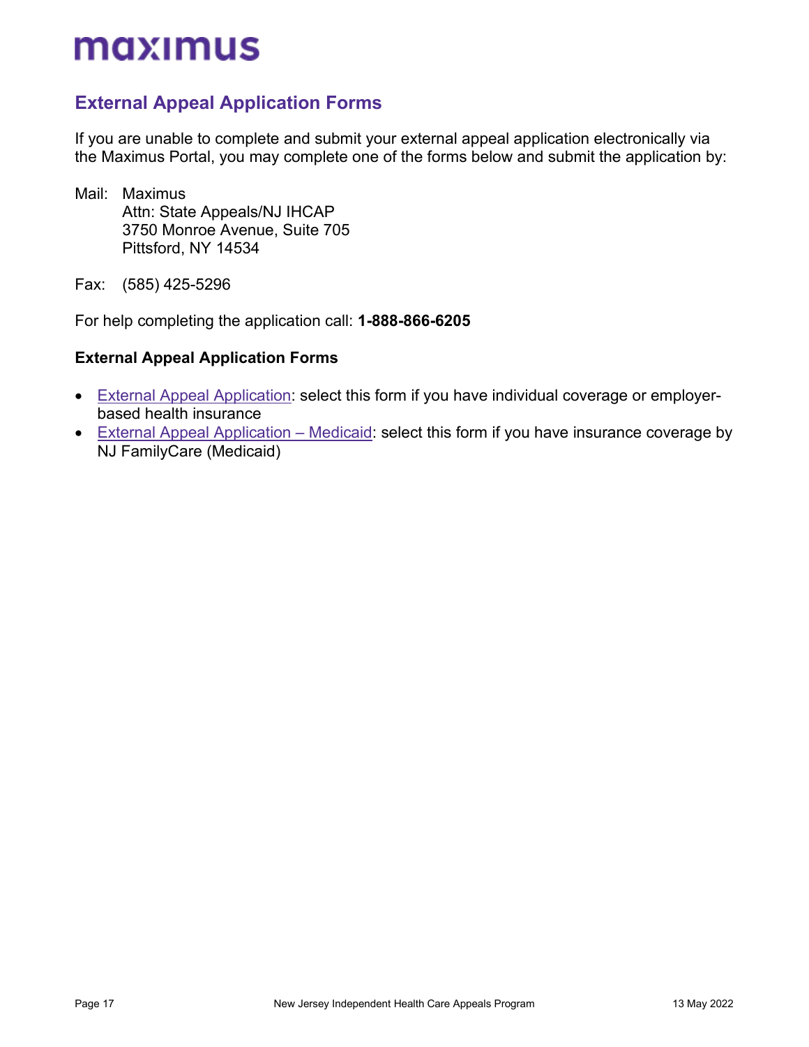## External Appeal Application Forms

If you are unable to complete and submit your external appeal application electronically via the Maximus Portal, you may complete one of the forms below and submit the application by:

Mail: Maximus
Attn: State Appeals/NJ IHCAP
3750 Monroe Avenue, Suite 705
Pittsford, NY 14534

Fax: (585) 425-5296

For help completing the application call: **1-888-866-6205**

### External Appeal Application Forms

- External Appeal Application: select this form if you have individual coverage or employer-based health insurance
- External Appeal Application – Medicaid: select this form if you have insurance coverage by NJ FamilyCare (Medicaid)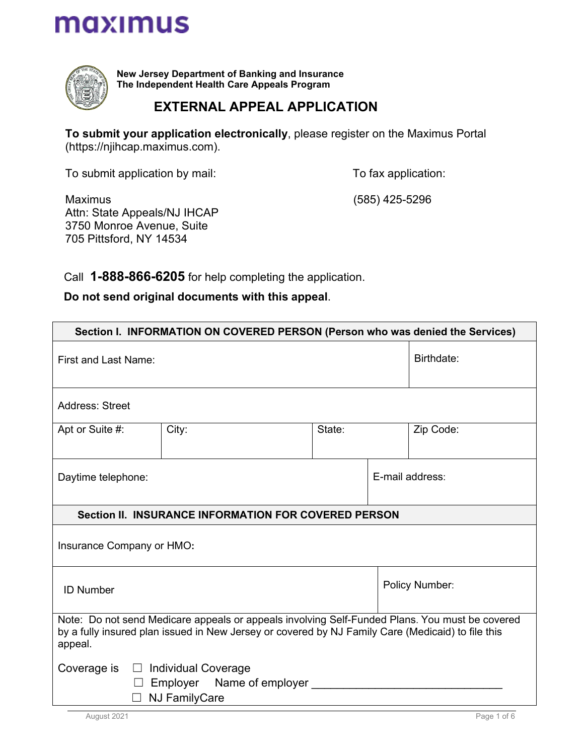maximus

**New Jersey Department of Banking and Insurance**
**The Independent Health Care Appeals Program**

# EXTERNAL APPEAL APPLICATION

**To submit your application electronically**, please register on the Maximus Portal (https://njihcap.maximus.com).

To submit application by mail:

Maximus
Attn: State Appeals/NJ IHCAP
3750 Monroe Avenue, Suite
705 Pittsford, NY 14534

To fax application:

(585) 425-5296

Call **1-888-866-6205** for help completing the application.

**Do not send original documents with this appeal**.

| **Section I. INFORMATION ON COVERED PERSON (Person who was denied the Services)** | | | |
|---|---|---|---|
| First and Last Name: | | | Birthdate: |
| Address: Street | | | |
| Apt or Suite #: | City: | State: | Zip Code: |
| Daytime telephone: | | E-mail address: | |

| **Section II. INSURANCE INFORMATION FOR COVERED PERSON** | |
|---|---|
| Insurance Company or HMO**:** | |
| ID Number | Policy Number: |

Note: Do not send Medicare appeals or appeals involving Self-Funded Plans. You must be covered by a fully insured plan issued in New Jersey or covered by NJ Family Care (Medicaid) to file this appeal.

Coverage is
- ☐ Individual Coverage
- ☐ Employer Name of employer ______________________________
- ☐ NJ FamilyCare

August 2021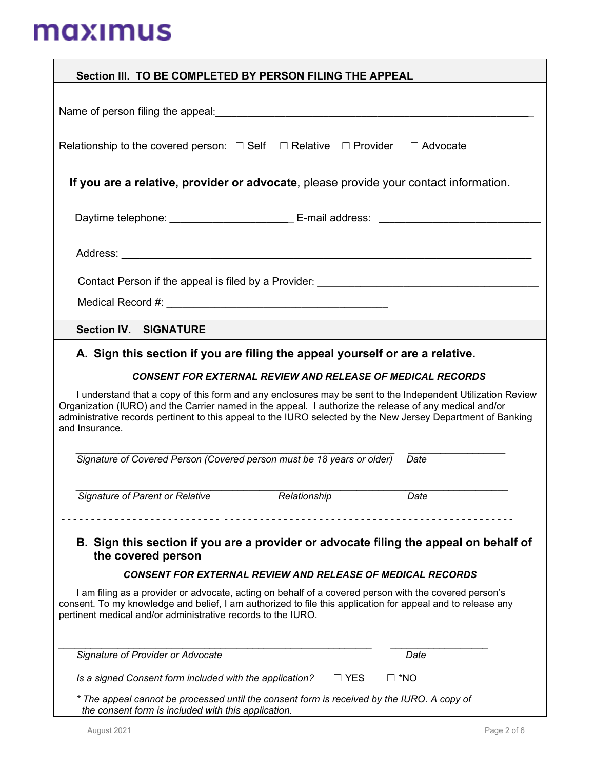maximus

## Section III. TO BE COMPLETED BY PERSON FILING THE APPEAL

Name of person filing the appeal:\_\_\_\_\_\_\_\_\_\_\_\_\_\_\_\_\_\_\_\_\_\_\_\_\_\_\_\_\_\_\_\_\_\_\_\_\_\_\_\_\_\_\_\_\_\_\_\_\_\_\_\_\_\_

Relationship to the covered person: ☐ Self ☐ Relative ☐ Provider ☐ Advocate

**If you are a relative, provider or advocate**, please provide your contact information.

Daytime telephone: \_\_\_\_\_\_\_\_\_\_\_\_\_\_\_\_\_\_\_\_\_\_ E-mail address: \_\_\_\_\_\_\_\_\_\_\_\_\_\_\_\_\_\_\_\_\_\_\_\_\_\_\_\_

Address: \_\_\_\_\_\_\_\_\_\_\_\_\_\_\_\_\_\_\_\_\_\_\_\_\_\_\_\_\_\_\_\_\_\_\_\_\_\_\_\_\_\_\_\_\_\_\_\_\_\_\_\_\_\_\_\_\_\_\_\_\_\_\_\_\_\_\_\_\_\_

Contact Person if the appeal is filed by a Provider: \_\_\_\_\_\_\_\_\_\_\_\_\_\_\_\_\_\_\_\_\_\_\_\_\_\_\_\_\_\_\_\_\_\_\_\_\_\_

Medical Record #: \_\_\_\_\_\_\_\_\_\_\_\_\_\_\_\_\_\_\_\_\_\_\_\_\_\_\_\_\_\_\_\_\_\_\_\_\_\_

## Section IV. SIGNATURE

### A. Sign this section if you are filing the appeal yourself or are a relative.

***CONSENT FOR EXTERNAL REVIEW AND RELEASE OF MEDICAL RECORDS***

I understand that a copy of this form and any enclosures may be sent to the Independent Utilization Review Organization (IURO) and the Carrier named in the appeal. I authorize the release of any medical and/or administrative records pertinent to this appeal to the IURO selected by the New Jersey Department of Banking and Insurance.

\_\_\_\_\_\_\_\_\_\_\_\_\_\_\_\_\_\_\_\_\_\_\_\_\_\_\_\_\_\_\_\_\_\_\_\_\_\_\_\_\_\_\_\_\_\_\_\_\_\_\_\_\_\_\_\_\_\_ \_\_\_\_\_\_\_\_\_\_\_\_\_\_\_\_\_\_\_\_
*Signature of Covered Person (Covered person must be 18 years or older)* *Date*

\_\_\_\_\_\_\_\_\_\_\_\_\_\_\_\_\_\_\_\_\_\_\_\_\_\_\_\_\_\_\_\_\_\_\_\_\_\_\_\_\_\_\_\_\_\_\_\_\_\_\_\_\_\_\_\_\_\_\_\_\_\_\_\_\_\_\_\_\_\_\_\_\_\_\_\_\_\_
*Signature of Parent or Relative* *Relationship* *Date*

- - - - - - - - - - - - - - - - - - - - - - - - - - - - - - - - - - - - - - - - - - - - - - - - - - - - - - - - - - - - - - - - - - - - - - - - -

### B. Sign this section if you are a provider or advocate filing the appeal on behalf of the covered person

***CONSENT FOR EXTERNAL REVIEW AND RELEASE OF MEDICAL RECORDS***

I am filing as a provider or advocate, acting on behalf of a covered person with the covered person's consent. To my knowledge and belief, I am authorized to file this application for appeal and to release any pertinent medical and/or administrative records to the IURO.

\_\_\_\_\_\_\_\_\_\_\_\_\_\_\_\_\_\_\_\_\_\_\_\_\_\_\_\_\_\_\_\_\_\_\_\_\_\_\_\_\_\_\_\_\_\_\_\_\_\_\_\_\_\_\_\_\_\_ \_\_\_\_\_\_\_\_\_\_\_\_\_\_\_\_\_\_\_\_
*Signature of Provider or Advocate* *Date*

*Is a signed Consent form included with the application?* ☐ YES ☐ *NO

*\* The appeal cannot be processed until the consent form is received by the IURO. A copy of the consent form is included with this application.*

August 2021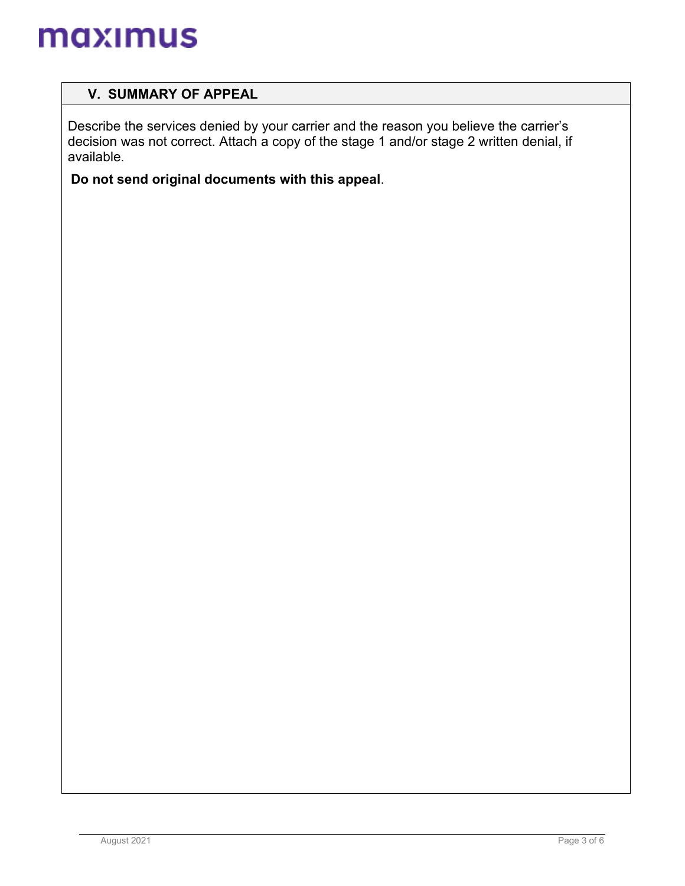## V. SUMMARY OF APPEAL

Describe the services denied by your carrier and the reason you believe the carrier's decision was not correct. Attach a copy of the stage 1 and/or stage 2 written denial, if available.

**Do not send original documents with this appeal**.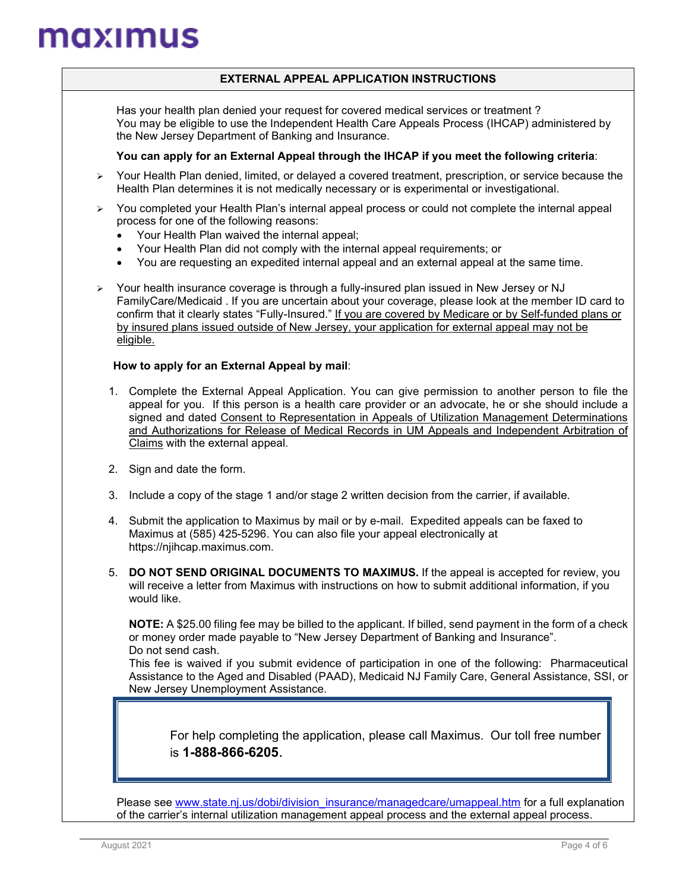# maximus

## EXTERNAL APPEAL APPLICATION INSTRUCTIONS

Has your health plan denied your request for covered medical services or treatment ?
You may be eligible to use the Independent Health Care Appeals Process (IHCAP) administered by the New Jersey Department of Banking and Insurance.

**You can apply for an External Appeal through the IHCAP if you meet the following criteria**:

- Your Health Plan denied, limited, or delayed a covered treatment, prescription, or service because the Health Plan determines it is not medically necessary or is experimental or investigational.
- You completed your Health Plan's internal appeal process or could not complete the internal appeal process for one of the following reasons:
  - Your Health Plan waived the internal appeal;
  - Your Health Plan did not comply with the internal appeal requirements; or
  - You are requesting an expedited internal appeal and an external appeal at the same time.
- Your health insurance coverage is through a fully-insured plan issued in New Jersey or NJ FamilyCare/Medicaid . If you are uncertain about your coverage, please look at the member ID card to confirm that it clearly states "Fully-Insured." If you are covered by Medicare or by Self-funded plans or by insured plans issued outside of New Jersey, your application for external appeal may not be eligible.

**How to apply for an External Appeal by mail**:

1. Complete the External Appeal Application. You can give permission to another person to file the appeal for you. If this person is a health care provider or an advocate, he or she should include a signed and dated Consent to Representation in Appeals of Utilization Management Determinations and Authorizations for Release of Medical Records in UM Appeals and Independent Arbitration of Claims with the external appeal.
2. Sign and date the form.
3. Include a copy of the stage 1 and/or stage 2 written decision from the carrier, if available.
4. Submit the application to Maximus by mail or by e-mail. Expedited appeals can be faxed to Maximus at (585) 425-5296. You can also file your appeal electronically at https://njihcap.maximus.com.
5. **DO NOT SEND ORIGINAL DOCUMENTS TO MAXIMUS.** If the appeal is accepted for review, you will receive a letter from Maximus with instructions on how to submit additional information, if you would like.

   **NOTE:** A $25.00 filing fee may be billed to the applicant. If billed, send payment in the form of a check or money order made payable to "New Jersey Department of Banking and Insurance".
   Do not send cash.
   This fee is waived if you submit evidence of participation in one of the following: Pharmaceutical Assistance to the Aged and Disabled (PAAD), Medicaid NJ Family Care, General Assistance, SSI, or New Jersey Unemployment Assistance.

> For help completing the application, please call Maximus. Our toll free number is **1-888-866-6205**.

Please see www.state.nj.us/dobi/division_insurance/managedcare/umappeal.htm for a full explanation of the carrier's internal utilization management appeal process and the external appeal process.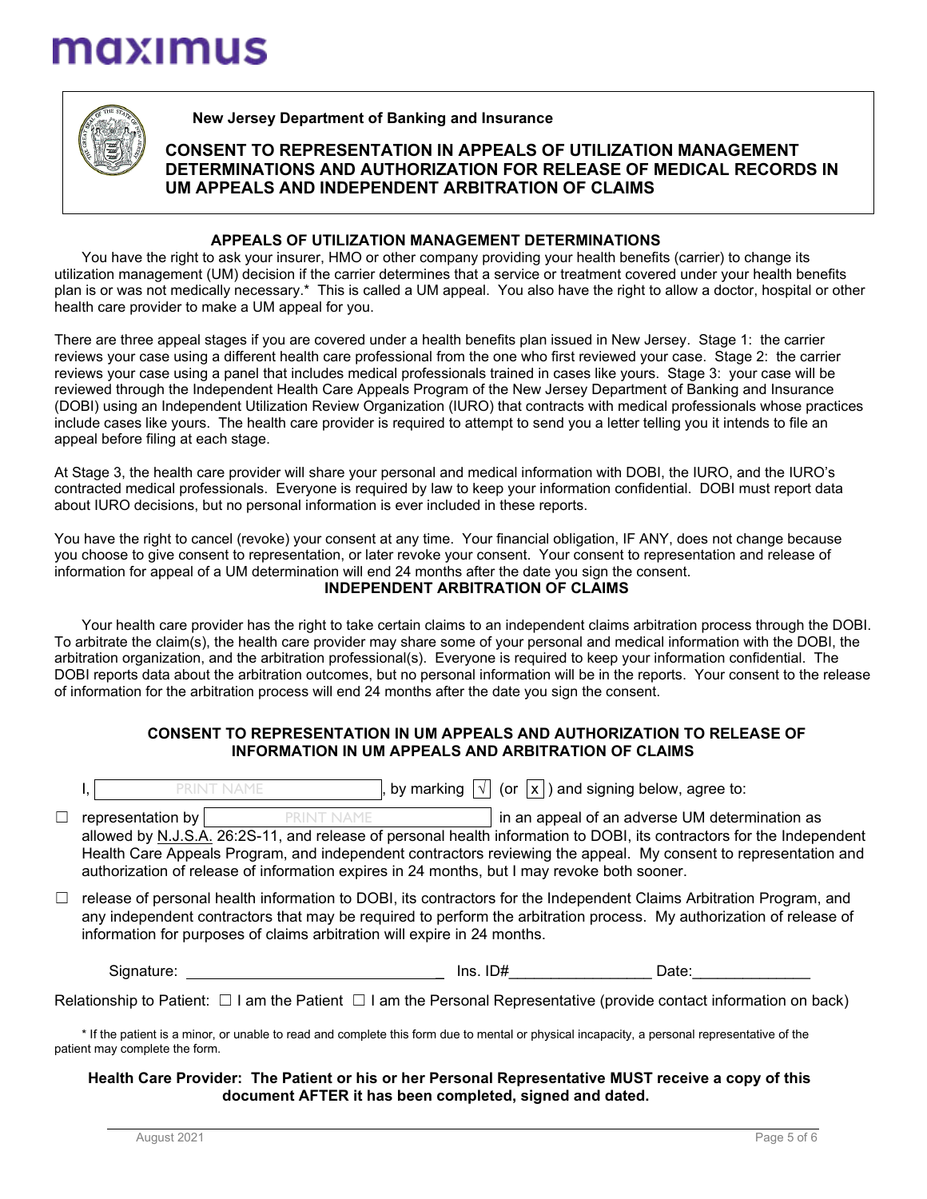maximus

**New Jersey Department of Banking and Insurance**

# CONSENT TO REPRESENTATION IN APPEALS OF UTILIZATION MANAGEMENT DETERMINATIONS AND AUTHORIZATION FOR RELEASE OF MEDICAL RECORDS IN UM APPEALS AND INDEPENDENT ARBITRATION OF CLAIMS

## APPEALS OF UTILIZATION MANAGEMENT DETERMINATIONS

You have the right to ask your insurer, HMO or other company providing your health benefits (carrier) to change its utilization management (UM) decision if the carrier determines that a service or treatment covered under your health benefits plan is or was not medically necessary.* This is called a UM appeal. You also have the right to allow a doctor, hospital or other health care provider to make a UM appeal for you.

There are three appeal stages if you are covered under a health benefits plan issued in New Jersey. Stage 1: the carrier reviews your case using a different health care professional from the one who first reviewed your case. Stage 2: the carrier reviews your case using a panel that includes medical professionals trained in cases like yours. Stage 3: your case will be reviewed through the Independent Health Care Appeals Program of the New Jersey Department of Banking and Insurance (DOBI) using an Independent Utilization Review Organization (IURO) that contracts with medical professionals whose practices include cases like yours. The health care provider is required to attempt to send you a letter telling you it intends to file an appeal before filing at each stage.

At Stage 3, the health care provider will share your personal and medical information with DOBI, the IURO, and the IURO's contracted medical professionals. Everyone is required by law to keep your information confidential. DOBI must report data about IURO decisions, but no personal information is ever included in these reports.

You have the right to cancel (revoke) your consent at any time. Your financial obligation, IF ANY, does not change because you choose to give consent to representation, or later revoke your consent. Your consent to representation and release of information for appeal of a UM determination will end 24 months after the date you sign the consent.

## INDEPENDENT ARBITRATION OF CLAIMS

Your health care provider has the right to take certain claims to an independent claims arbitration process through the DOBI. To arbitrate the claim(s), the health care provider may share some of your personal and medical information with the DOBI, the arbitration organization, and the arbitration professional(s). Everyone is required to keep your information confidential. The DOBI reports data about the arbitration outcomes, but no personal information will be in the reports. Your consent to the release of information for the arbitration process will end 24 months after the date you sign the consent.

### CONSENT TO REPRESENTATION IN UM APPEALS AND AUTHORIZATION TO RELEASE OF INFORMATION IN UM APPEALS AND ARBITRATION OF CLAIMS

I, [PRINT NAME], by marking [√] (or [x]) and signing below, agree to:

☐ representation by [PRINT NAME] in an appeal of an adverse UM determination as allowed by N.J.S.A. 26:2S-11, and release of personal health information to DOBI, its contractors for the Independent Health Care Appeals Program, and independent contractors reviewing the appeal. My consent to representation and authorization of release of information expires in 24 months, but I may revoke both sooner.

☐ release of personal health information to DOBI, its contractors for the Independent Claims Arbitration Program, and any independent contractors that may be required to perform the arbitration process. My authorization of release of information for purposes of claims arbitration will expire in 24 months.

Signature: ______________________________ Ins. ID#________________ Date:_____________

Relationship to Patient: ☐ I am the Patient ☐ I am the Personal Representative (provide contact information on back)

\* If the patient is a minor, or unable to read and complete this form due to mental or physical incapacity, a personal representative of the patient may complete the form.

**Health Care Provider: The Patient or his or her Personal Representative MUST receive a copy of this document AFTER it has been completed, signed and dated.**

August 2021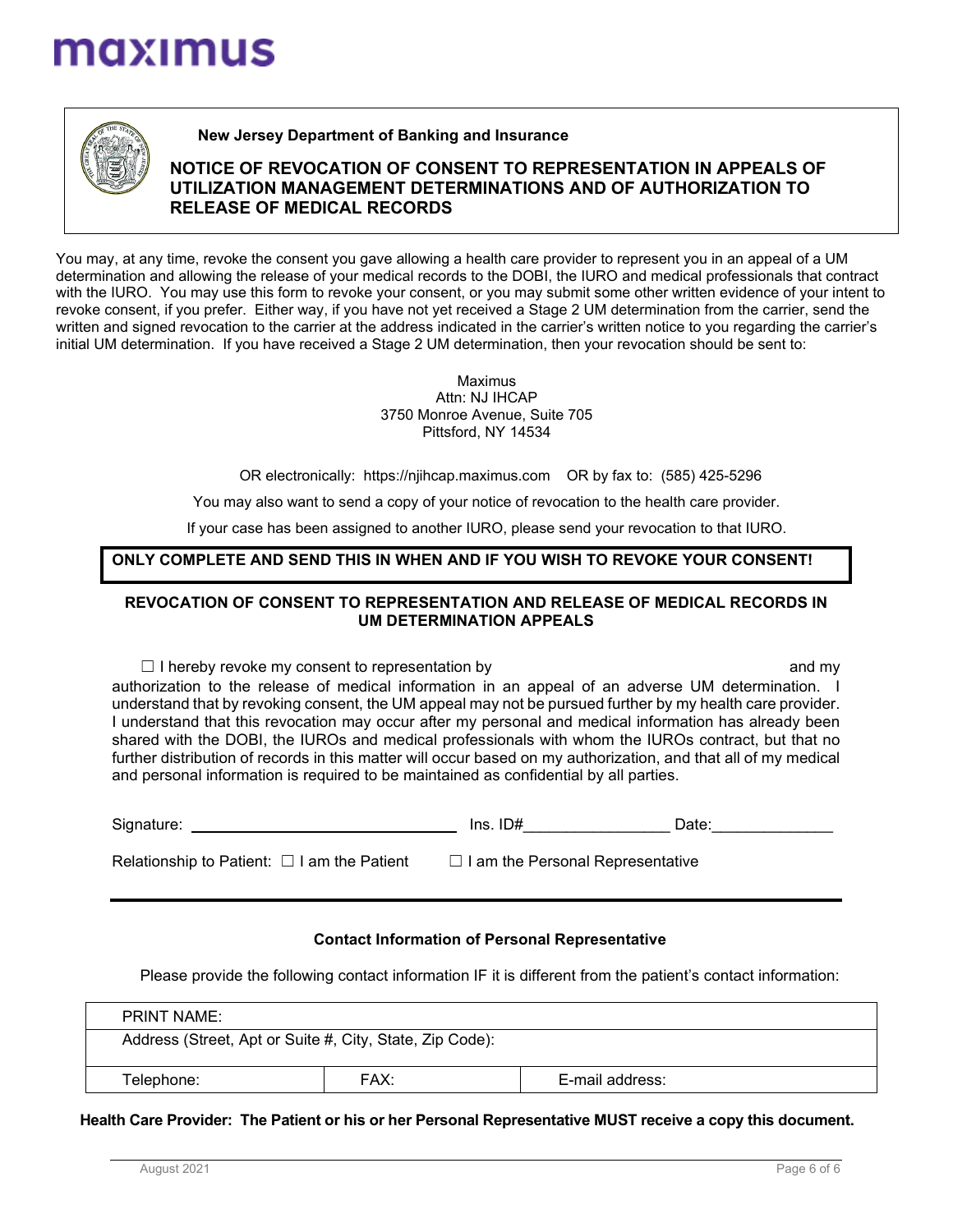maximus

**New Jersey Department of Banking and Insurance**

## NOTICE OF REVOCATION OF CONSENT TO REPRESENTATION IN APPEALS OF UTILIZATION MANAGEMENT DETERMINATIONS AND OF AUTHORIZATION TO RELEASE OF MEDICAL RECORDS

You may, at any time, revoke the consent you gave allowing a health care provider to represent you in an appeal of a UM determination and allowing the release of your medical records to the DOBI, the IURO and medical professionals that contract with the IURO. You may use this form to revoke your consent, or you may submit some other written evidence of your intent to revoke consent, if you prefer. Either way, if you have not yet received a Stage 2 UM determination from the carrier, send the written and signed revocation to the carrier at the address indicated in the carrier's written notice to you regarding the carrier's initial UM determination. If you have received a Stage 2 UM determination, then your revocation should be sent to:

Maximus
Attn: NJ IHCAP
3750 Monroe Avenue, Suite 705
Pittsford, NY 14534

OR electronically: https://njihcap.maximus.com OR by fax to: (585) 425-5296

You may also want to send a copy of your notice of revocation to the health care provider.

If your case has been assigned to another IURO, please send your revocation to that IURO.

**ONLY COMPLETE AND SEND THIS IN WHEN AND IF YOU WISH TO REVOKE YOUR CONSENT!**

### REVOCATION OF CONSENT TO REPRESENTATION AND RELEASE OF MEDICAL RECORDS IN UM DETERMINATION APPEALS

☐ I hereby revoke my consent to representation by ______________________ and my authorization to the release of medical information in an appeal of an adverse UM determination. I understand that by revoking consent, the UM appeal may not be pursued further by my health care provider. I understand that this revocation may occur after my personal and medical information has already been shared with the DOBI, the IUROs and medical professionals with whom the IUROs contract, but that no further distribution of records in this matter will occur based on my authorization, and that all of my medical and personal information is required to be maintained as confidential by all parties.

Signature: ______________________________ Ins. ID#_________________ Date:______________

Relationship to Patient: ☐ I am the Patient ☐ I am the Personal Representative

**Contact Information of Personal Representative**

Please provide the following contact information IF it is different from the patient's contact information:

| PRINT NAME: | | |
|---|---|---|
| Address (Street, Apt or Suite #, City, State, Zip Code): | | |
| Telephone: | FAX: | E-mail address: |

**Health Care Provider: The Patient or his or her Personal Representative MUST receive a copy this document.**

August 2021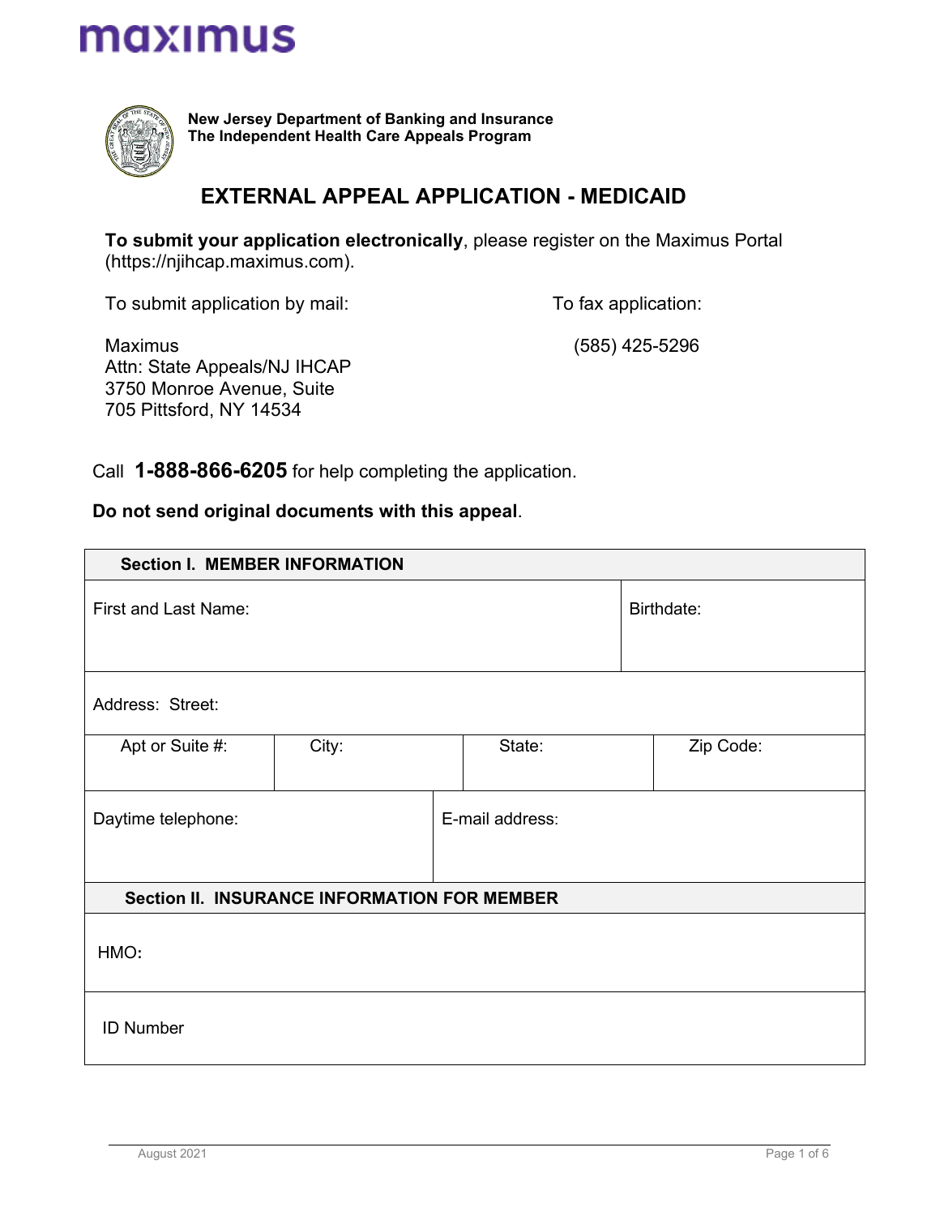maximus

**New Jersey Department of Banking and Insurance**
**The Independent Health Care Appeals Program**

# EXTERNAL APPEAL APPLICATION - MEDICAID

**To submit your application electronically**, please register on the Maximus Portal (https://njihcap.maximus.com).

To submit application by mail:

Maximus
Attn: State Appeals/NJ IHCAP
3750 Monroe Avenue, Suite
705 Pittsford, NY 14534

To fax application:

(585) 425-5296

Call **1-888-866-6205** for help completing the application.

**Do not send original documents with this appeal**.

| **Section I. MEMBER INFORMATION** | | | |
|---|---|---|---|
| First and Last Name: | | | Birthdate: |
| Address: Street: | | | |
| Apt or Suite #: | City: | State: | Zip Code: |
| Daytime telephone: | | E-mail address: | |
| **Section II. INSURANCE INFORMATION FOR MEMBER** | | | |
| HMO: | | | |
| ID Number | | | |

August 2021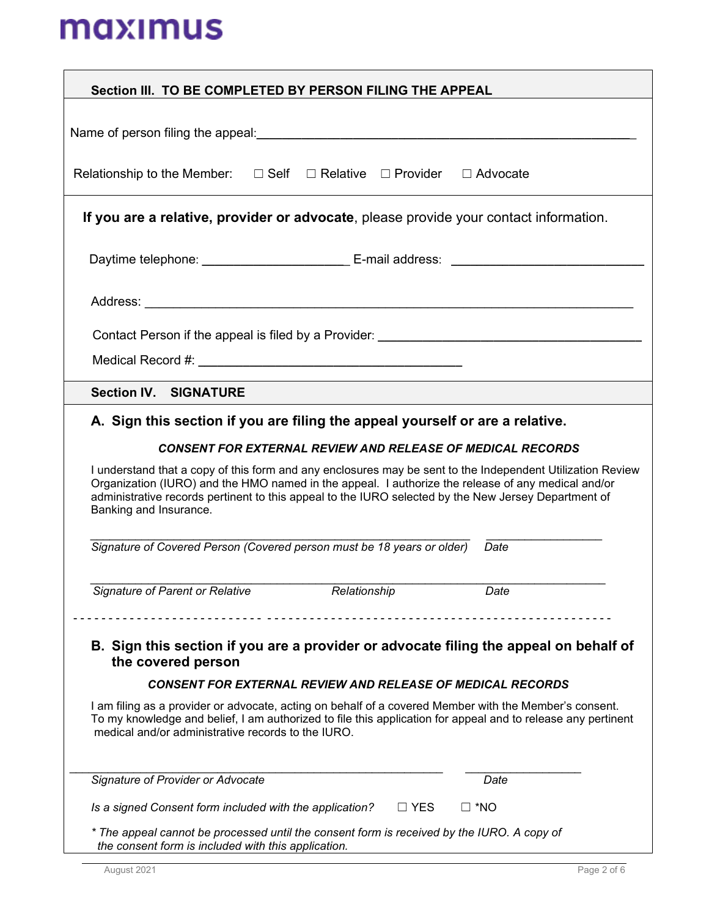maximus

## Section III. TO BE COMPLETED BY PERSON FILING THE APPEAL

Name of person filing the appeal:_______________________________________________________

Relationship to the Member: ☐ Self ☐ Relative ☐ Provider ☐ Advocate

**If you are a relative, provider or advocate**, please provide your contact information.

Daytime telephone: ____________________ E-mail address: ___________________________

Address: _____________________________________________________________________

Contact Person if the appeal is filed by a Provider: ___________________________________

Medical Record #: ___________________________________

## Section IV. SIGNATURE

### A. Sign this section if you are filing the appeal yourself or are a relative.

***CONSENT FOR EXTERNAL REVIEW AND RELEASE OF MEDICAL RECORDS***

I understand that a copy of this form and any enclosures may be sent to the Independent Utilization Review Organization (IURO) and the HMO named in the appeal. I authorize the release of any medical and/or administrative records pertinent to this appeal to the IURO selected by the New Jersey Department of Banking and Insurance.

_____________________________________________________ _________________

*Signature of Covered Person (Covered person must be 18 years or older)* *Date*

___________________________________________________________________________

*Signature of Parent or Relative* *Relationship* *Date*

- - - - - - - - - - - - - - - - - - - - - - - - - - - - - - - - - - - - - - - - - - - - - - - - - - - - - - - - - - - - - - - - - -

### B. Sign this section if you are a provider or advocate filing the appeal on behalf of the covered person

***CONSENT FOR EXTERNAL REVIEW AND RELEASE OF MEDICAL RECORDS***

I am filing as a provider or advocate, acting on behalf of a covered Member with the Member's consent. To my knowledge and belief, I am authorized to file this application for appeal and to release any pertinent medical and/or administrative records to the IURO.

_____________________________________________________ _________________

*Signature of Provider or Advocate* *Date*

*Is a signed Consent form included with the application?* ☐ YES ☐ *NO

*\* The appeal cannot be processed until the consent form is received by the IURO. A copy of the consent form is included with this application.*

August 2021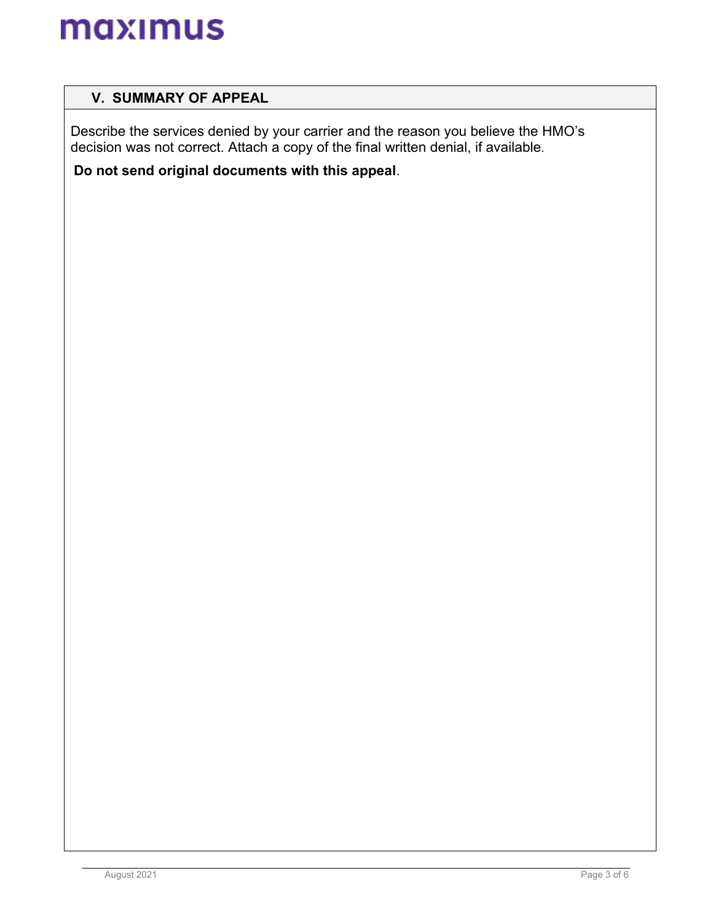## V. SUMMARY OF APPEAL

Describe the services denied by your carrier and the reason you believe the HMO's decision was not correct. Attach a copy of the final written denial, if available.

**Do not send original documents with this appeal**.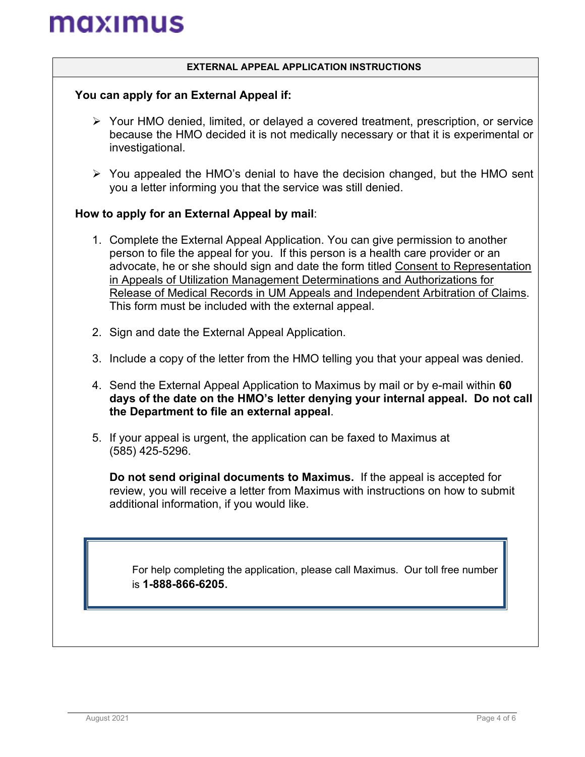## EXTERNAL APPEAL APPLICATION INSTRUCTIONS

**You can apply for an External Appeal if:**

- Your HMO denied, limited, or delayed a covered treatment, prescription, or service because the HMO decided it is not medically necessary or that it is experimental or investigational.
- You appealed the HMO's denial to have the decision changed, but the HMO sent you a letter informing you that the service was still denied.

**How to apply for an External Appeal by mail**:

1. Complete the External Appeal Application. You can give permission to another person to file the appeal for you. If this person is a health care provider or an advocate, he or she should sign and date the form titled Consent to Representation in Appeals of Utilization Management Determinations and Authorizations for Release of Medical Records in UM Appeals and Independent Arbitration of Claims. This form must be included with the external appeal.
2. Sign and date the External Appeal Application.
3. Include a copy of the letter from the HMO telling you that your appeal was denied.
4. Send the External Appeal Application to Maximus by mail or by e-mail within **60 days of the date on the HMO's letter denying your internal appeal. Do not call the Department to file an external appeal**.
5. If your appeal is urgent, the application can be faxed to Maximus at (585) 425-5296.

   **Do not send original documents to Maximus.** If the appeal is accepted for review, you will receive a letter from Maximus with instructions on how to submit additional information, if you would like.

For help completing the application, please call Maximus. Our toll free number is **1-888-866-6205.**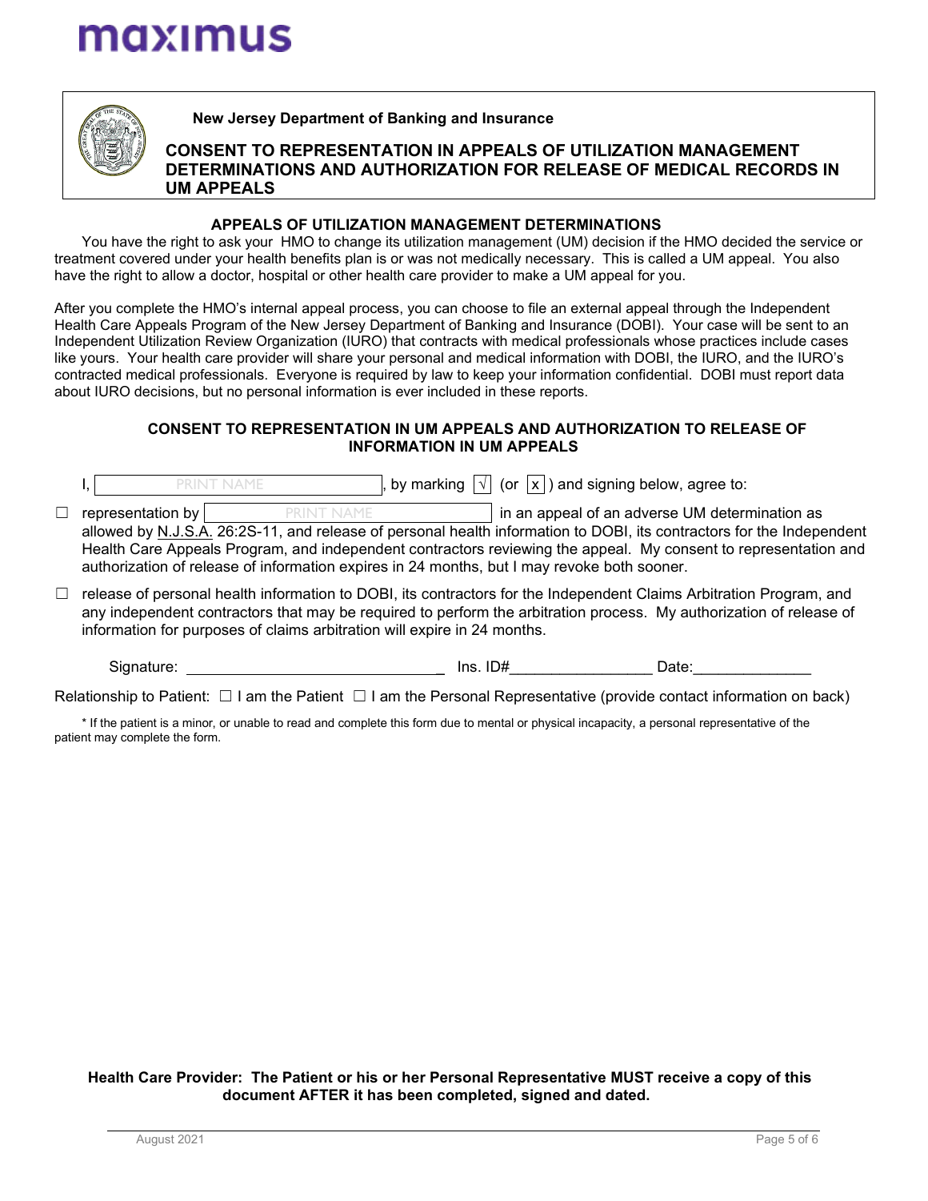maximus

**New Jersey Department of Banking and Insurance**

## CONSENT TO REPRESENTATION IN APPEALS OF UTILIZATION MANAGEMENT DETERMINATIONS AND AUTHORIZATION FOR RELEASE OF MEDICAL RECORDS IN UM APPEALS

### APPEALS OF UTILIZATION MANAGEMENT DETERMINATIONS

You have the right to ask your HMO to change its utilization management (UM) decision if the HMO decided the service or treatment covered under your health benefits plan is or was not medically necessary. This is called a UM appeal. You also have the right to allow a doctor, hospital or other health care provider to make a UM appeal for you.

After you complete the HMO's internal appeal process, you can choose to file an external appeal through the Independent Health Care Appeals Program of the New Jersey Department of Banking and Insurance (DOBI). Your case will be sent to an Independent Utilization Review Organization (IURO) that contracts with medical professionals whose practices include cases like yours. Your health care provider will share your personal and medical information with DOBI, the IURO, and the IURO's contracted medical professionals. Everyone is required by law to keep your information confidential. DOBI must report data about IURO decisions, but no personal information is ever included in these reports.

### CONSENT TO REPRESENTATION IN UM APPEALS AND AUTHORIZATION TO RELEASE OF INFORMATION IN UM APPEALS

I, [PRINT NAME], by marking [√] (or [x]) and signing below, agree to:

☐ representation by [PRINT NAME] in an appeal of an adverse UM determination as allowed by N.J.S.A. 26:2S-11, and release of personal health information to DOBI, its contractors for the Independent Health Care Appeals Program, and independent contractors reviewing the appeal. My consent to representation and authorization of release of information expires in 24 months, but I may revoke both sooner.

☐ release of personal health information to DOBI, its contractors for the Independent Claims Arbitration Program, and any independent contractors that may be required to perform the arbitration process. My authorization of release of information for purposes of claims arbitration will expire in 24 months.

Signature: ______________________________ Ins. ID#________________ Date:_____________

Relationship to Patient: ☐ I am the Patient ☐ I am the Personal Representative (provide contact information on back)

* If the patient is a minor, or unable to read and complete this form due to mental or physical incapacity, a personal representative of the patient may complete the form.

**Health Care Provider: The Patient or his or her Personal Representative MUST receive a copy of this document AFTER it has been completed, signed and dated.**

August 2021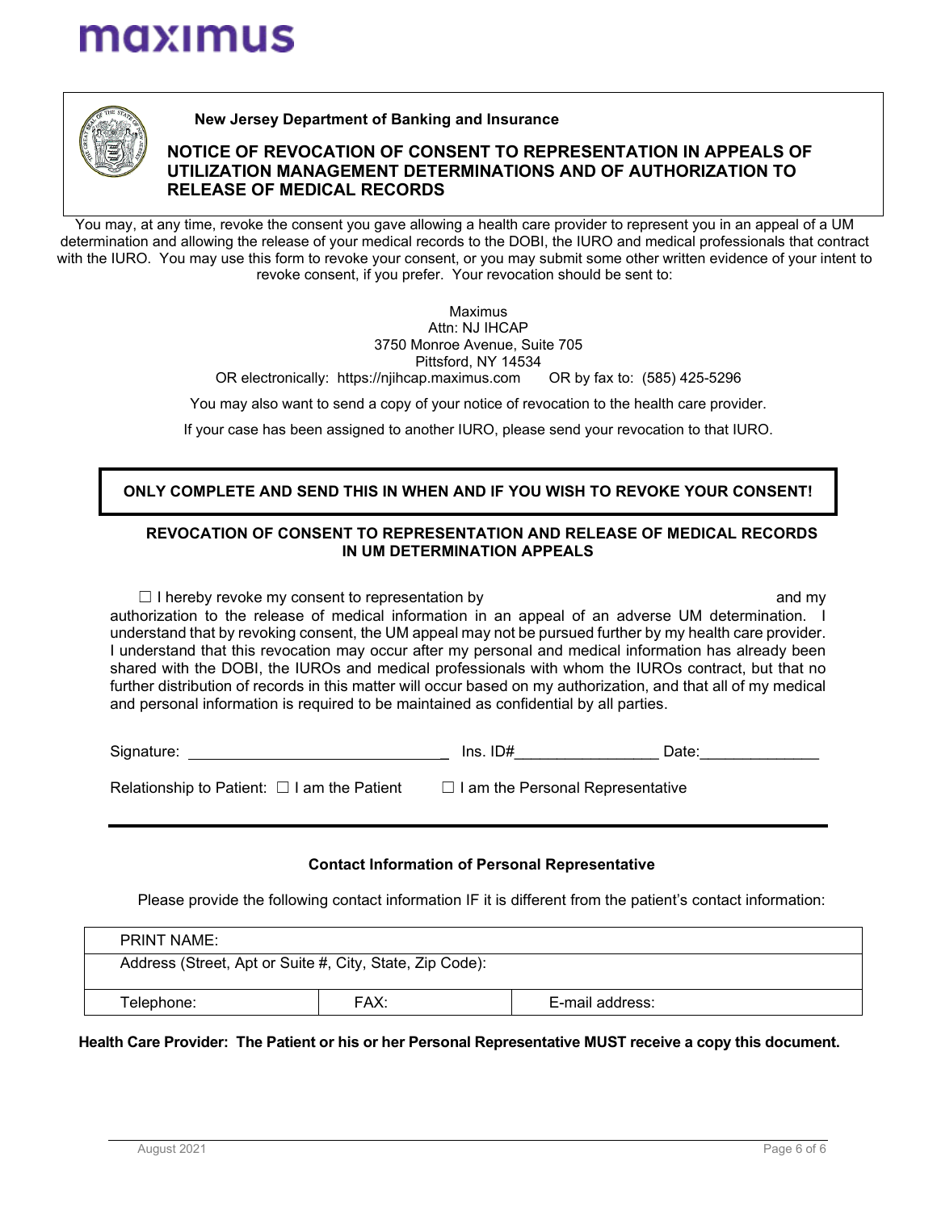maximus

**New Jersey Department of Banking and Insurance**

## NOTICE OF REVOCATION OF CONSENT TO REPRESENTATION IN APPEALS OF UTILIZATION MANAGEMENT DETERMINATIONS AND OF AUTHORIZATION TO RELEASE OF MEDICAL RECORDS

You may, at any time, revoke the consent you gave allowing a health care provider to represent you in an appeal of a UM determination and allowing the release of your medical records to the DOBI, the IURO and medical professionals that contract with the IURO. You may use this form to revoke your consent, or you may submit some other written evidence of your intent to revoke consent, if you prefer. Your revocation should be sent to:

Maximus
Attn: NJ IHCAP
3750 Monroe Avenue, Suite 705
Pittsford, NY 14534
OR electronically: https://njihcap.maximus.com OR by fax to: (585) 425-5296

You may also want to send a copy of your notice of revocation to the health care provider.

If your case has been assigned to another IURO, please send your revocation to that IURO.

**ONLY COMPLETE AND SEND THIS IN WHEN AND IF YOU WISH TO REVOKE YOUR CONSENT!**

### REVOCATION OF CONSENT TO REPRESENTATION AND RELEASE OF MEDICAL RECORDS IN UM DETERMINATION APPEALS

☐ I hereby revoke my consent to representation by                                        and my authorization to the release of medical information in an appeal of an adverse UM determination. I understand that by revoking consent, the UM appeal may not be pursued further by my health care provider. I understand that this revocation may occur after my personal and medical information has already been shared with the DOBI, the IUROs and medical professionals with whom the IUROs contract, but that no further distribution of records in this matter will occur based on my authorization, and that all of my medical and personal information is required to be maintained as confidential by all parties.

Signature: ______________________________ Ins. ID#________________ Date:______________

Relationship to Patient: ☐ I am the Patient ☐ I am the Personal Representative

**Contact Information of Personal Representative**

Please provide the following contact information IF it is different from the patient's contact information:

| | | |
|---|---|---|
| PRINT NAME: | | |
| Address (Street, Apt or Suite #, City, State, Zip Code): | | |
| Telephone: | FAX: | E-mail address: |

**Health Care Provider: The Patient or his or her Personal Representative MUST receive a copy this document.**

August 2021